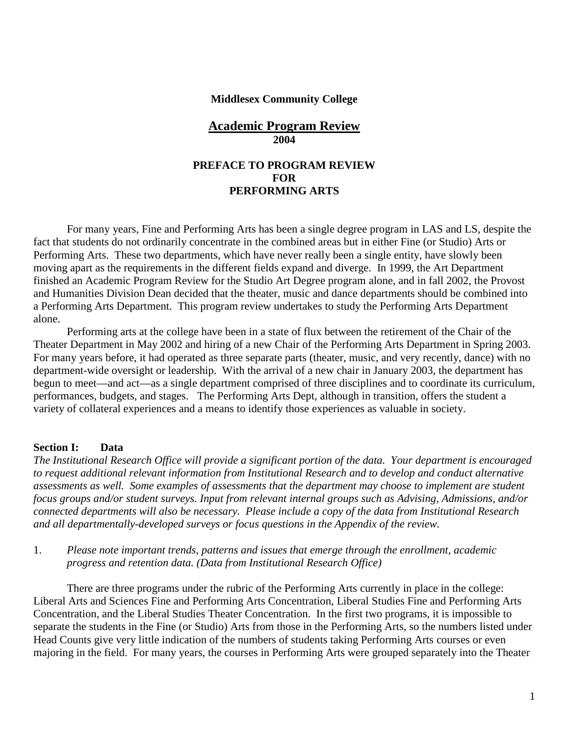**Middlesex Community College**

## Academic Program Review
**2004**

### PREFACE TO PROGRAM REVIEW
### FOR
### PERFORMING ARTS

For many years, Fine and Performing Arts has been a single degree program in LAS and LS, despite the fact that students do not ordinarily concentrate in the combined areas but in either Fine (or Studio) Arts or Performing Arts. These two departments, which have never really been a single entity, have slowly been moving apart as the requirements in the different fields expand and diverge. In 1999, the Art Department finished an Academic Program Review for the Studio Art Degree program alone, and in fall 2002, the Provost and Humanities Division Dean decided that the theater, music and dance departments should be combined into a Performing Arts Department. This program review undertakes to study the Performing Arts Department alone.

Performing arts at the college have been in a state of flux between the retirement of the Chair of the Theater Department in May 2002 and hiring of a new Chair of the Performing Arts Department in Spring 2003. For many years before, it had operated as three separate parts (theater, music, and very recently, dance) with no department-wide oversight or leadership. With the arrival of a new chair in January 2003, the department has begun to meet—and act—as a single department comprised of three disciplines and to coordinate its curriculum, performances, budgets, and stages. The Performing Arts Dept, although in transition, offers the student a variety of collateral experiences and a means to identify those experiences as valuable in society.

**Section I: Data**

*The Institutional Research Office will provide a significant portion of the data. Your department is encouraged to request additional relevant information from Institutional Research and to develop and conduct alternative assessments as well. Some examples of assessments that the department may choose to implement are student focus groups and/or student surveys. Input from relevant internal groups such as Advising, Admissions, and/or connected departments will also be necessary. Please include a copy of the data from Institutional Research and all departmentally-developed surveys or focus questions in the Appendix of the review.*

1. *Please note important trends, patterns and issues that emerge through the enrollment, academic progress and retention data. (Data from Institutional Research Office)*

There are three programs under the rubric of the Performing Arts currently in place in the college: Liberal Arts and Sciences Fine and Performing Arts Concentration, Liberal Studies Fine and Performing Arts Concentration, and the Liberal Studies Theater Concentration. In the first two programs, it is impossible to separate the students in the Fine (or Studio) Arts from those in the Performing Arts, so the numbers listed under Head Counts give very little indication of the numbers of students taking Performing Arts courses or even majoring in the field. For many years, the courses in Performing Arts were grouped separately into the Theater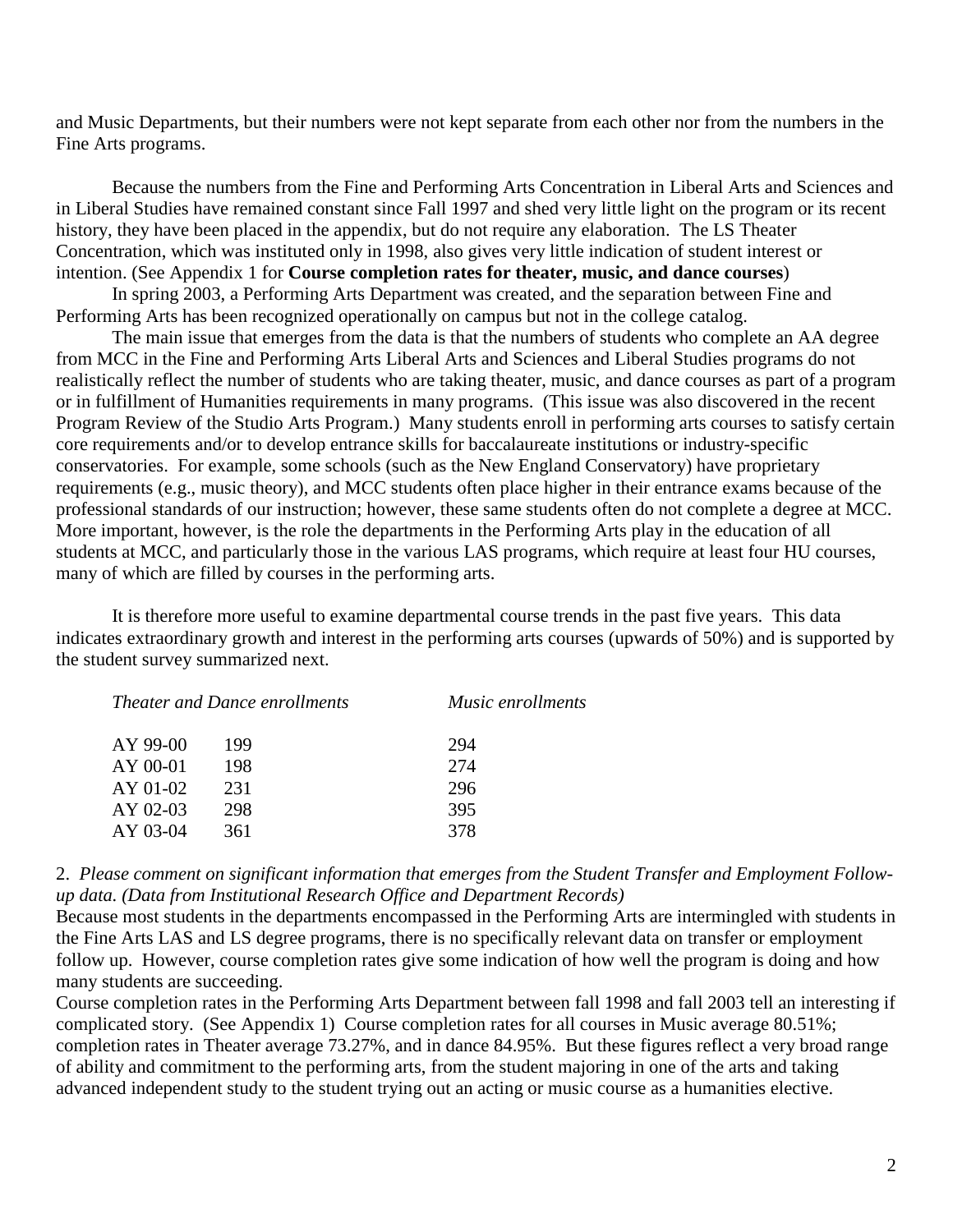and Music Departments, but their numbers were not kept separate from each other nor from the numbers in the Fine Arts programs.

Because the numbers from the Fine and Performing Arts Concentration in Liberal Arts and Sciences and in Liberal Studies have remained constant since Fall 1997 and shed very little light on the program or its recent history, they have been placed in the appendix, but do not require any elaboration. The LS Theater Concentration, which was instituted only in 1998, also gives very little indication of student interest or intention. (See Appendix 1 for **Course completion rates for theater, music, and dance courses**)

In spring 2003, a Performing Arts Department was created, and the separation between Fine and Performing Arts has been recognized operationally on campus but not in the college catalog.

The main issue that emerges from the data is that the numbers of students who complete an AA degree from MCC in the Fine and Performing Arts Liberal Arts and Sciences and Liberal Studies programs do not realistically reflect the number of students who are taking theater, music, and dance courses as part of a program or in fulfillment of Humanities requirements in many programs. (This issue was also discovered in the recent Program Review of the Studio Arts Program.) Many students enroll in performing arts courses to satisfy certain core requirements and/or to develop entrance skills for baccalaureate institutions or industry-specific conservatories. For example, some schools (such as the New England Conservatory) have proprietary requirements (e.g., music theory), and MCC students often place higher in their entrance exams because of the professional standards of our instruction; however, these same students often do not complete a degree at MCC. More important, however, is the role the departments in the Performing Arts play in the education of all students at MCC, and particularly those in the various LAS programs, which require at least four HU courses, many of which are filled by courses in the performing arts.

It is therefore more useful to examine departmental course trends in the past five years. This data indicates extraordinary growth and interest in the performing arts courses (upwards of 50%) and is supported by the student survey summarized next.

| | *Theater and Dance enrollments* | *Music enrollments* |
|---|---|---|
| AY 99-00 | 199 | 294 |
| AY 00-01 | 198 | 274 |
| AY 01-02 | 231 | 296 |
| AY 02-03 | 298 | 395 |
| AY 03-04 | 361 | 378 |

2. *Please comment on significant information that emerges from the Student Transfer and Employment Follow-up data. (Data from Institutional Research Office and Department Records)*

Because most students in the departments encompassed in the Performing Arts are intermingled with students in the Fine Arts LAS and LS degree programs, there is no specifically relevant data on transfer or employment follow up. However, course completion rates give some indication of how well the program is doing and how many students are succeeding.

Course completion rates in the Performing Arts Department between fall 1998 and fall 2003 tell an interesting if complicated story. (See Appendix 1) Course completion rates for all courses in Music average 80.51%; completion rates in Theater average 73.27%, and in dance 84.95%. But these figures reflect a very broad range of ability and commitment to the performing arts, from the student majoring in one of the arts and taking advanced independent study to the student trying out an acting or music course as a humanities elective.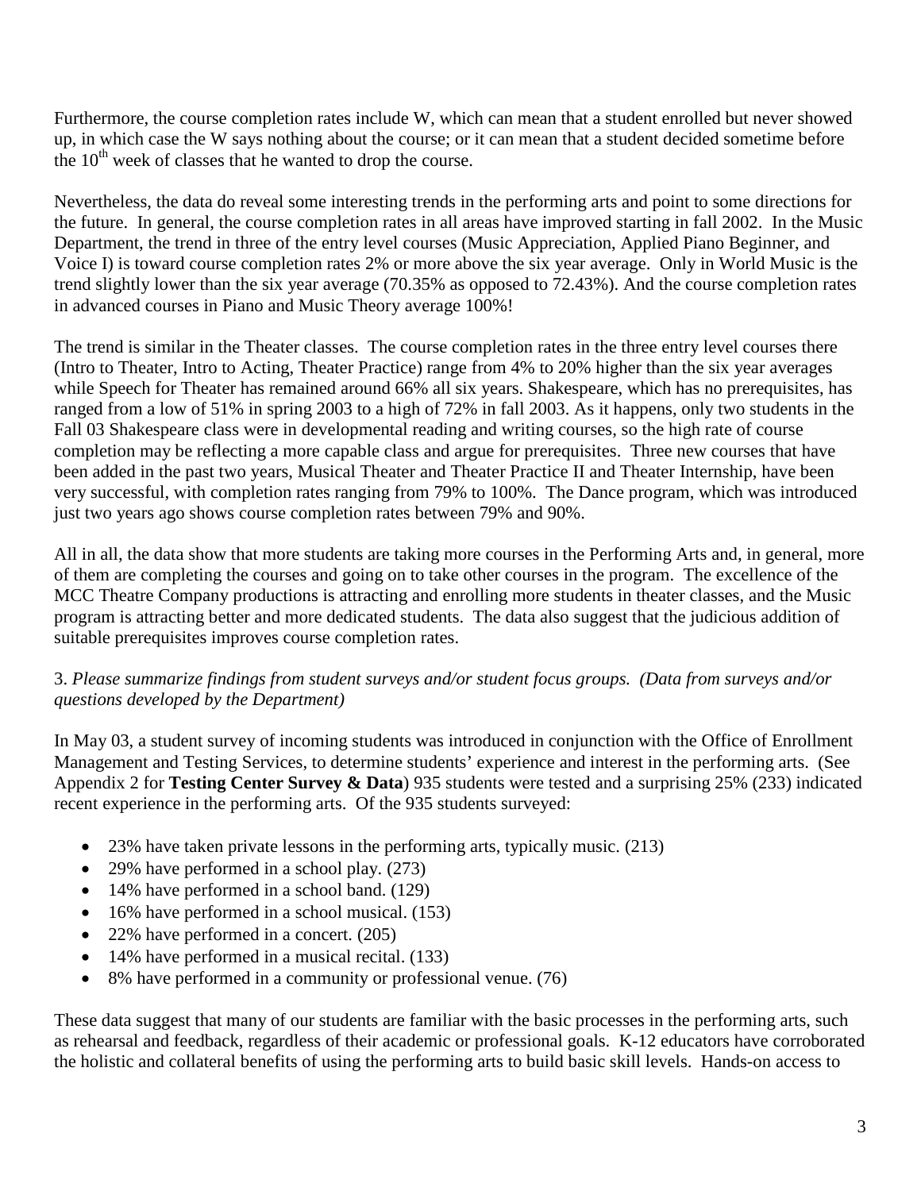Furthermore, the course completion rates include W, which can mean that a student enrolled but never showed up, in which case the W says nothing about the course; or it can mean that a student decided sometime before the 10th week of classes that he wanted to drop the course.

Nevertheless, the data do reveal some interesting trends in the performing arts and point to some directions for the future. In general, the course completion rates in all areas have improved starting in fall 2002. In the Music Department, the trend in three of the entry level courses (Music Appreciation, Applied Piano Beginner, and Voice I) is toward course completion rates 2% or more above the six year average. Only in World Music is the trend slightly lower than the six year average (70.35% as opposed to 72.43%). And the course completion rates in advanced courses in Piano and Music Theory average 100%!

The trend is similar in the Theater classes. The course completion rates in the three entry level courses there (Intro to Theater, Intro to Acting, Theater Practice) range from 4% to 20% higher than the six year averages while Speech for Theater has remained around 66% all six years. Shakespeare, which has no prerequisites, has ranged from a low of 51% in spring 2003 to a high of 72% in fall 2003. As it happens, only two students in the Fall 03 Shakespeare class were in developmental reading and writing courses, so the high rate of course completion may be reflecting a more capable class and argue for prerequisites. Three new courses that have been added in the past two years, Musical Theater and Theater Practice II and Theater Internship, have been very successful, with completion rates ranging from 79% to 100%. The Dance program, which was introduced just two years ago shows course completion rates between 79% and 90%.

All in all, the data show that more students are taking more courses in the Performing Arts and, in general, more of them are completing the courses and going on to take other courses in the program. The excellence of the MCC Theatre Company productions is attracting and enrolling more students in theater classes, and the Music program is attracting better and more dedicated students. The data also suggest that the judicious addition of suitable prerequisites improves course completion rates.

3. *Please summarize findings from student surveys and/or student focus groups. (Data from surveys and/or questions developed by the Department)*

In May 03, a student survey of incoming students was introduced in conjunction with the Office of Enrollment Management and Testing Services, to determine students' experience and interest in the performing arts. (See Appendix 2 for **Testing Center Survey & Data**) 935 students were tested and a surprising 25% (233) indicated recent experience in the performing arts. Of the 935 students surveyed:

- 23% have taken private lessons in the performing arts, typically music. (213)
- 29% have performed in a school play. (273)
- 14% have performed in a school band. (129)
- 16% have performed in a school musical. (153)
- 22% have performed in a concert. (205)
- 14% have performed in a musical recital. (133)
- 8% have performed in a community or professional venue. (76)

These data suggest that many of our students are familiar with the basic processes in the performing arts, such as rehearsal and feedback, regardless of their academic or professional goals. K-12 educators have corroborated the holistic and collateral benefits of using the performing arts to build basic skill levels. Hands-on access to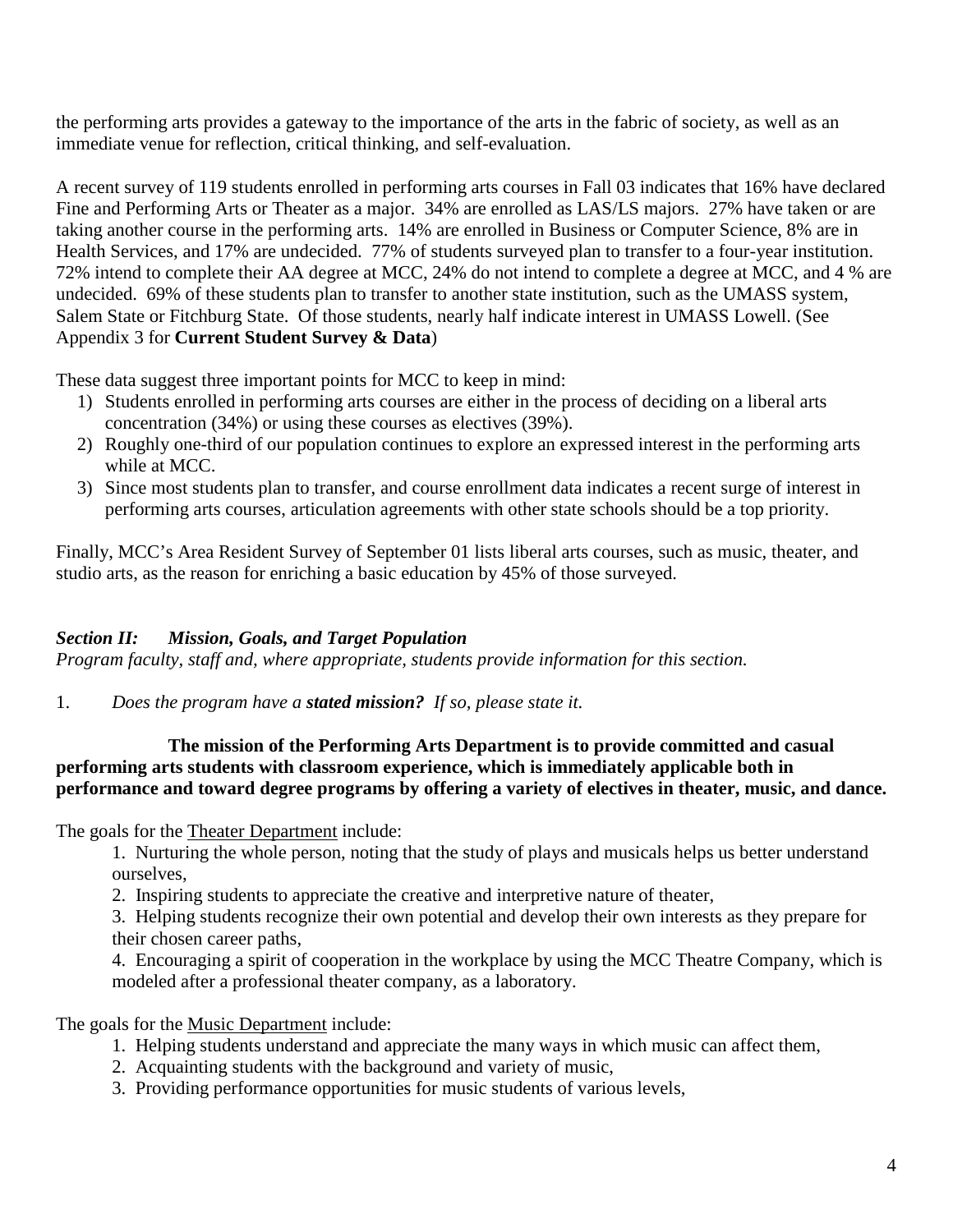the performing arts provides a gateway to the importance of the arts in the fabric of society, as well as an immediate venue for reflection, critical thinking, and self-evaluation.

A recent survey of 119 students enrolled in performing arts courses in Fall 03 indicates that 16% have declared Fine and Performing Arts or Theater as a major. 34% are enrolled as LAS/LS majors. 27% have taken or are taking another course in the performing arts. 14% are enrolled in Business or Computer Science, 8% are in Health Services, and 17% are undecided. 77% of students surveyed plan to transfer to a four-year institution. 72% intend to complete their AA degree at MCC, 24% do not intend to complete a degree at MCC, and 4 % are undecided. 69% of these students plan to transfer to another state institution, such as the UMASS system, Salem State or Fitchburg State. Of those students, nearly half indicate interest in UMASS Lowell. (See Appendix 3 for **Current Student Survey & Data**)

These data suggest three important points for MCC to keep in mind:

1) Students enrolled in performing arts courses are either in the process of deciding on a liberal arts concentration (34%) or using these courses as electives (39%).
2) Roughly one-third of our population continues to explore an expressed interest in the performing arts while at MCC.
3) Since most students plan to transfer, and course enrollment data indicates a recent surge of interest in performing arts courses, articulation agreements with other state schools should be a top priority.

Finally, MCC's Area Resident Survey of September 01 lists liberal arts courses, such as music, theater, and studio arts, as the reason for enriching a basic education by 45% of those surveyed.

### *Section II: Mission, Goals, and Target Population*

*Program faculty, staff and, where appropriate, students provide information for this section.*

1. *Does the program have a **stated mission?** If so, please state it.*

**The mission of the Performing Arts Department is to provide committed and casual performing arts students with classroom experience, which is immediately applicable both in performance and toward degree programs by offering a variety of electives in theater, music, and dance.**

The goals for the Theater Department include:

1. Nurturing the whole person, noting that the study of plays and musicals helps us better understand ourselves,
2. Inspiring students to appreciate the creative and interpretive nature of theater,
3. Helping students recognize their own potential and develop their own interests as they prepare for their chosen career paths,
4. Encouraging a spirit of cooperation in the workplace by using the MCC Theatre Company, which is modeled after a professional theater company, as a laboratory.

The goals for the Music Department include:

1. Helping students understand and appreciate the many ways in which music can affect them,
2. Acquainting students with the background and variety of music,
3. Providing performance opportunities for music students of various levels,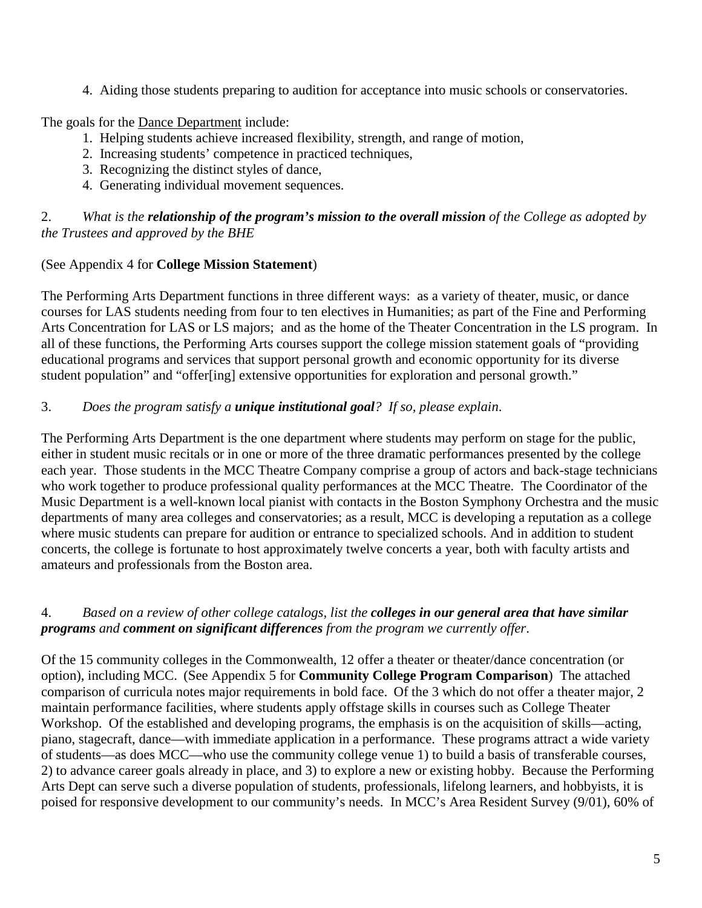4. Aiding those students preparing to audition for acceptance into music schools or conservatories.

The goals for the Dance Department include:

1. Helping students achieve increased flexibility, strength, and range of motion,
2. Increasing students' competence in practiced techniques,
3. Recognizing the distinct styles of dance,
4. Generating individual movement sequences.

2. *What is the **relationship of the program's mission to the overall mission** of the College as adopted by the Trustees and approved by the BHE*

(See Appendix 4 for **College Mission Statement**)

The Performing Arts Department functions in three different ways: as a variety of theater, music, or dance courses for LAS students needing from four to ten electives in Humanities; as part of the Fine and Performing Arts Concentration for LAS or LS majors; and as the home of the Theater Concentration in the LS program. In all of these functions, the Performing Arts courses support the college mission statement goals of "providing educational programs and services that support personal growth and economic opportunity for its diverse student population" and "offer[ing] extensive opportunities for exploration and personal growth."

3. *Does the program satisfy a **unique institutional goal**? If so, please explain.*

The Performing Arts Department is the one department where students may perform on stage for the public, either in student music recitals or in one or more of the three dramatic performances presented by the college each year. Those students in the MCC Theatre Company comprise a group of actors and back-stage technicians who work together to produce professional quality performances at the MCC Theatre. The Coordinator of the Music Department is a well-known local pianist with contacts in the Boston Symphony Orchestra and the music departments of many area colleges and conservatories; as a result, MCC is developing a reputation as a college where music students can prepare for audition or entrance to specialized schools. And in addition to student concerts, the college is fortunate to host approximately twelve concerts a year, both with faculty artists and amateurs and professionals from the Boston area.

4. *Based on a review of other college catalogs, list the **colleges in our general area that have similar programs** and **comment on significant differences** from the program we currently offer.*

Of the 15 community colleges in the Commonwealth, 12 offer a theater or theater/dance concentration (or option), including MCC. (See Appendix 5 for **Community College Program Comparison**) The attached comparison of curricula notes major requirements in bold face. Of the 3 which do not offer a theater major, 2 maintain performance facilities, where students apply offstage skills in courses such as College Theater Workshop. Of the established and developing programs, the emphasis is on the acquisition of skills—acting, piano, stagecraft, dance—with immediate application in a performance. These programs attract a wide variety of students—as does MCC—who use the community college venue 1) to build a basis of transferable courses, 2) to advance career goals already in place, and 3) to explore a new or existing hobby. Because the Performing Arts Dept can serve such a diverse population of students, professionals, lifelong learners, and hobbyists, it is poised for responsive development to our community's needs. In MCC's Area Resident Survey (9/01), 60% of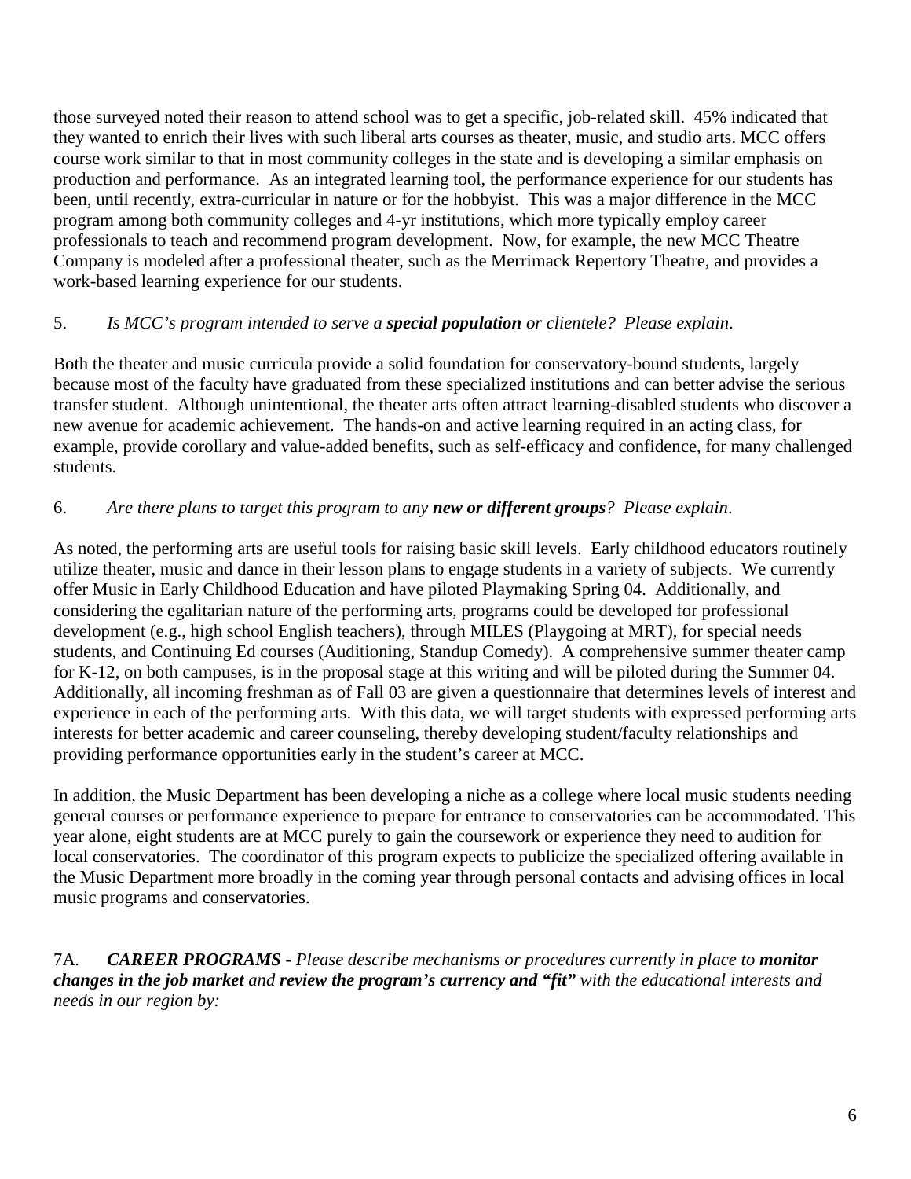those surveyed noted their reason to attend school was to get a specific, job-related skill. 45% indicated that they wanted to enrich their lives with such liberal arts courses as theater, music, and studio arts. MCC offers course work similar to that in most community colleges in the state and is developing a similar emphasis on production and performance. As an integrated learning tool, the performance experience for our students has been, until recently, extra-curricular in nature or for the hobbyist. This was a major difference in the MCC program among both community colleges and 4-yr institutions, which more typically employ career professionals to teach and recommend program development. Now, for example, the new MCC Theatre Company is modeled after a professional theater, such as the Merrimack Repertory Theatre, and provides a work-based learning experience for our students.

5. *Is MCC's program intended to serve a **special population** or clientele? Please explain.*

Both the theater and music curricula provide a solid foundation for conservatory-bound students, largely because most of the faculty have graduated from these specialized institutions and can better advise the serious transfer student. Although unintentional, the theater arts often attract learning-disabled students who discover a new avenue for academic achievement. The hands-on and active learning required in an acting class, for example, provide corollary and value-added benefits, such as self-efficacy and confidence, for many challenged students.

6. *Are there plans to target this program to any **new or different groups**? Please explain.*

As noted, the performing arts are useful tools for raising basic skill levels. Early childhood educators routinely utilize theater, music and dance in their lesson plans to engage students in a variety of subjects. We currently offer Music in Early Childhood Education and have piloted Playmaking Spring 04. Additionally, and considering the egalitarian nature of the performing arts, programs could be developed for professional development (e.g., high school English teachers), through MILES (Playgoing at MRT), for special needs students, and Continuing Ed courses (Auditioning, Standup Comedy). A comprehensive summer theater camp for K-12, on both campuses, is in the proposal stage at this writing and will be piloted during the Summer 04. Additionally, all incoming freshman as of Fall 03 are given a questionnaire that determines levels of interest and experience in each of the performing arts. With this data, we will target students with expressed performing arts interests for better academic and career counseling, thereby developing student/faculty relationships and providing performance opportunities early in the student's career at MCC.

In addition, the Music Department has been developing a niche as a college where local music students needing general courses or performance experience to prepare for entrance to conservatories can be accommodated. This year alone, eight students are at MCC purely to gain the coursework or experience they need to audition for local conservatories. The coordinator of this program expects to publicize the specialized offering available in the Music Department more broadly in the coming year through personal contacts and advising offices in local music programs and conservatories.

7A. ***CAREER PROGRAMS*** *- Please describe mechanisms or procedures currently in place to **monitor changes in the job market** and **review the program's currency and "fit"** with the educational interests and needs in our region by:*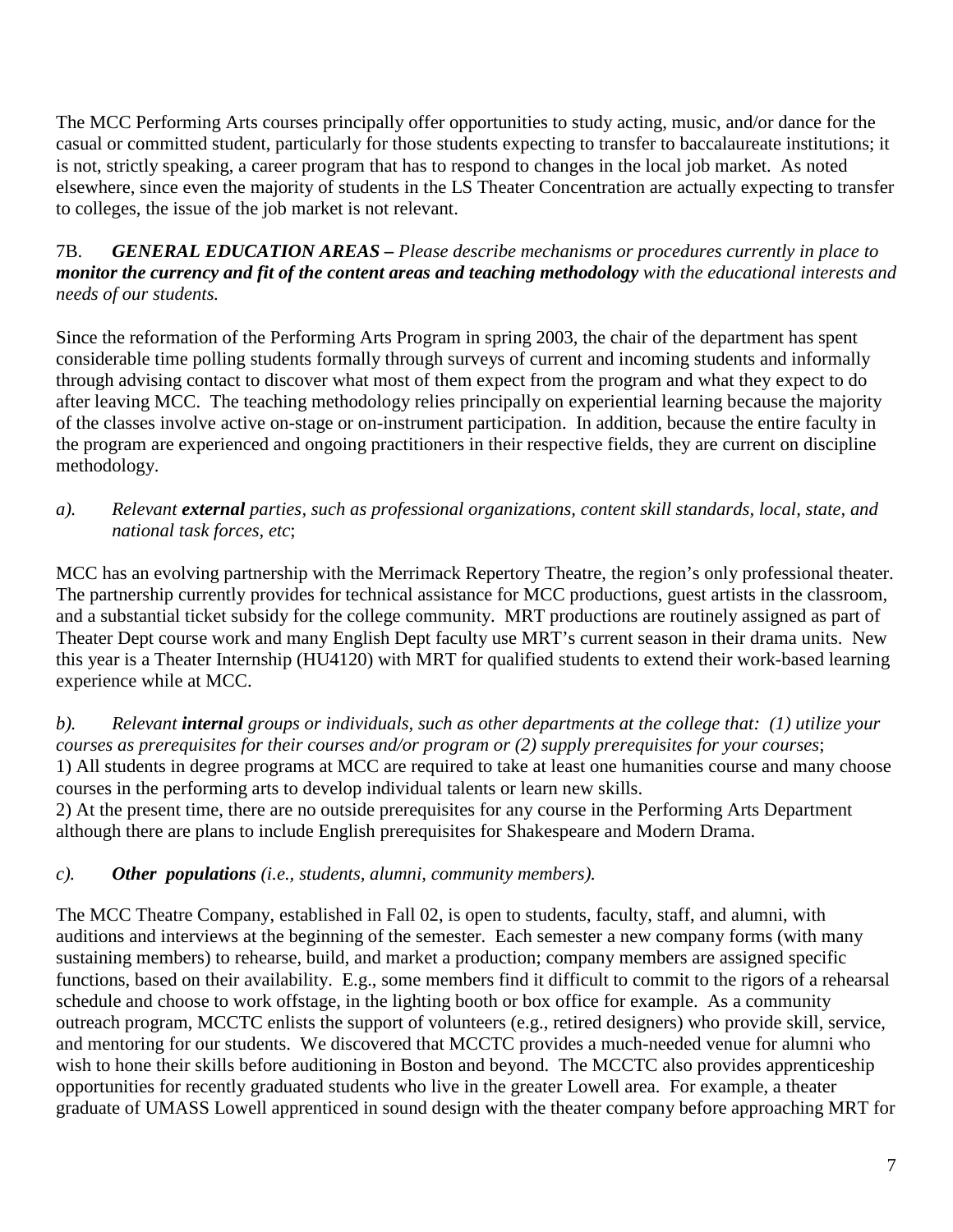The MCC Performing Arts courses principally offer opportunities to study acting, music, and/or dance for the casual or committed student, particularly for those students expecting to transfer to baccalaureate institutions; it is not, strictly speaking, a career program that has to respond to changes in the local job market. As noted elsewhere, since even the majority of students in the LS Theater Concentration are actually expecting to transfer to colleges, the issue of the job market is not relevant.

7B. ***GENERAL EDUCATION AREAS –*** *Please describe mechanisms or procedures currently in place to* ***monitor the currency and fit of the content areas and teaching methodology*** *with the educational interests and needs of our students.*

Since the reformation of the Performing Arts Program in spring 2003, the chair of the department has spent considerable time polling students formally through surveys of current and incoming students and informally through advising contact to discover what most of them expect from the program and what they expect to do after leaving MCC. The teaching methodology relies principally on experiential learning because the majority of the classes involve active on-stage or on-instrument participation. In addition, because the entire faculty in the program are experienced and ongoing practitioners in their respective fields, they are current on discipline methodology.

*a). Relevant* ***external*** *parties, such as professional organizations, content skill standards, local, state, and national task forces, etc*;

MCC has an evolving partnership with the Merrimack Repertory Theatre, the region's only professional theater. The partnership currently provides for technical assistance for MCC productions, guest artists in the classroom, and a substantial ticket subsidy for the college community. MRT productions are routinely assigned as part of Theater Dept course work and many English Dept faculty use MRT's current season in their drama units. New this year is a Theater Internship (HU4120) with MRT for qualified students to extend their work-based learning experience while at MCC.

*b). Relevant* ***internal*** *groups or individuals, such as other departments at the college that: (1) utilize your courses as prerequisites for their courses and/or program or (2) supply prerequisites for your courses*;

1) All students in degree programs at MCC are required to take at least one humanities course and many choose courses in the performing arts to develop individual talents or learn new skills.

2) At the present time, there are no outside prerequisites for any course in the Performing Arts Department although there are plans to include English prerequisites for Shakespeare and Modern Drama.

*c).* ***Other populations*** *(i.e., students, alumni, community members).*

The MCC Theatre Company, established in Fall 02, is open to students, faculty, staff, and alumni, with auditions and interviews at the beginning of the semester. Each semester a new company forms (with many sustaining members) to rehearse, build, and market a production; company members are assigned specific functions, based on their availability. E.g., some members find it difficult to commit to the rigors of a rehearsal schedule and choose to work offstage, in the lighting booth or box office for example. As a community outreach program, MCCTC enlists the support of volunteers (e.g., retired designers) who provide skill, service, and mentoring for our students. We discovered that MCCTC provides a much-needed venue for alumni who wish to hone their skills before auditioning in Boston and beyond. The MCCTC also provides apprenticeship opportunities for recently graduated students who live in the greater Lowell area. For example, a theater graduate of UMASS Lowell apprenticed in sound design with the theater company before approaching MRT for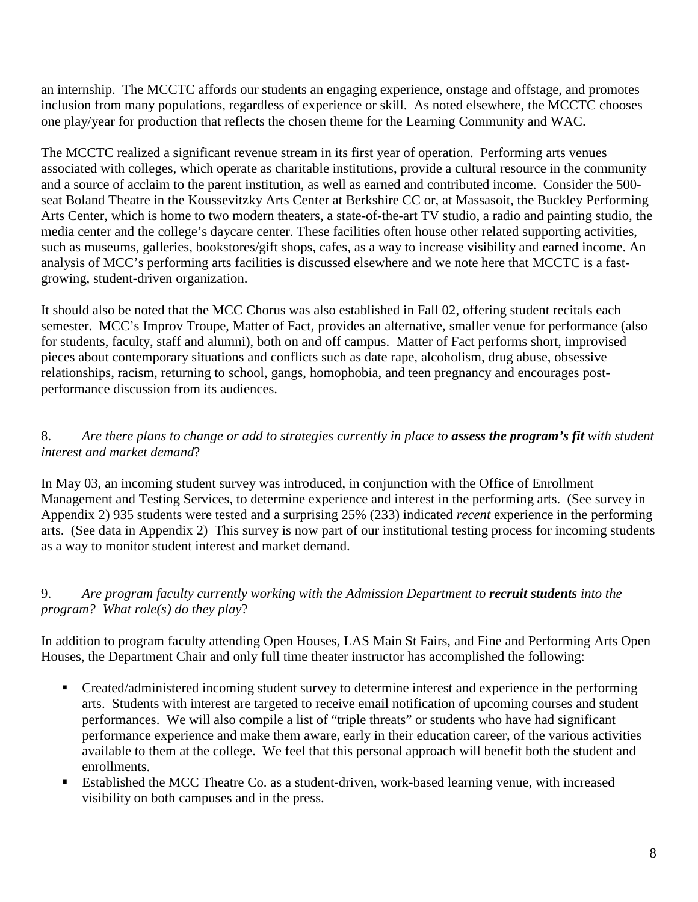an internship. The MCCTC affords our students an engaging experience, onstage and offstage, and promotes inclusion from many populations, regardless of experience or skill. As noted elsewhere, the MCCTC chooses one play/year for production that reflects the chosen theme for the Learning Community and WAC.

The MCCTC realized a significant revenue stream in its first year of operation. Performing arts venues associated with colleges, which operate as charitable institutions, provide a cultural resource in the community and a source of acclaim to the parent institution, as well as earned and contributed income. Consider the 500-seat Boland Theatre in the Koussevitzky Arts Center at Berkshire CC or, at Massasoit, the Buckley Performing Arts Center, which is home to two modern theaters, a state-of-the-art TV studio, a radio and painting studio, the media center and the college's daycare center. These facilities often house other related supporting activities, such as museums, galleries, bookstores/gift shops, cafes, as a way to increase visibility and earned income. An analysis of MCC's performing arts facilities is discussed elsewhere and we note here that MCCTC is a fast-growing, student-driven organization.

It should also be noted that the MCC Chorus was also established in Fall 02, offering student recitals each semester. MCC's Improv Troupe, Matter of Fact, provides an alternative, smaller venue for performance (also for students, faculty, staff and alumni), both on and off campus. Matter of Fact performs short, improvised pieces about contemporary situations and conflicts such as date rape, alcoholism, drug abuse, obsessive relationships, racism, returning to school, gangs, homophobia, and teen pregnancy and encourages post-performance discussion from its audiences.

8. *Are there plans to change or add to strategies currently in place to* ***assess the program's fit*** *with student interest and market demand*?

In May 03, an incoming student survey was introduced, in conjunction with the Office of Enrollment Management and Testing Services, to determine experience and interest in the performing arts. (See survey in Appendix 2) 935 students were tested and a surprising 25% (233) indicated *recent* experience in the performing arts. (See data in Appendix 2) This survey is now part of our institutional testing process for incoming students as a way to monitor student interest and market demand.

9. *Are program faculty currently working with the Admission Department to* ***recruit students*** *into the program? What role(s) do they play*?

In addition to program faculty attending Open Houses, LAS Main St Fairs, and Fine and Performing Arts Open Houses, the Department Chair and only full time theater instructor has accomplished the following:

- Created/administered incoming student survey to determine interest and experience in the performing arts. Students with interest are targeted to receive email notification of upcoming courses and student performances. We will also compile a list of "triple threats" or students who have had significant performance experience and make them aware, early in their education career, of the various activities available to them at the college. We feel that this personal approach will benefit both the student and enrollments.
- Established the MCC Theatre Co. as a student-driven, work-based learning venue, with increased visibility on both campuses and in the press.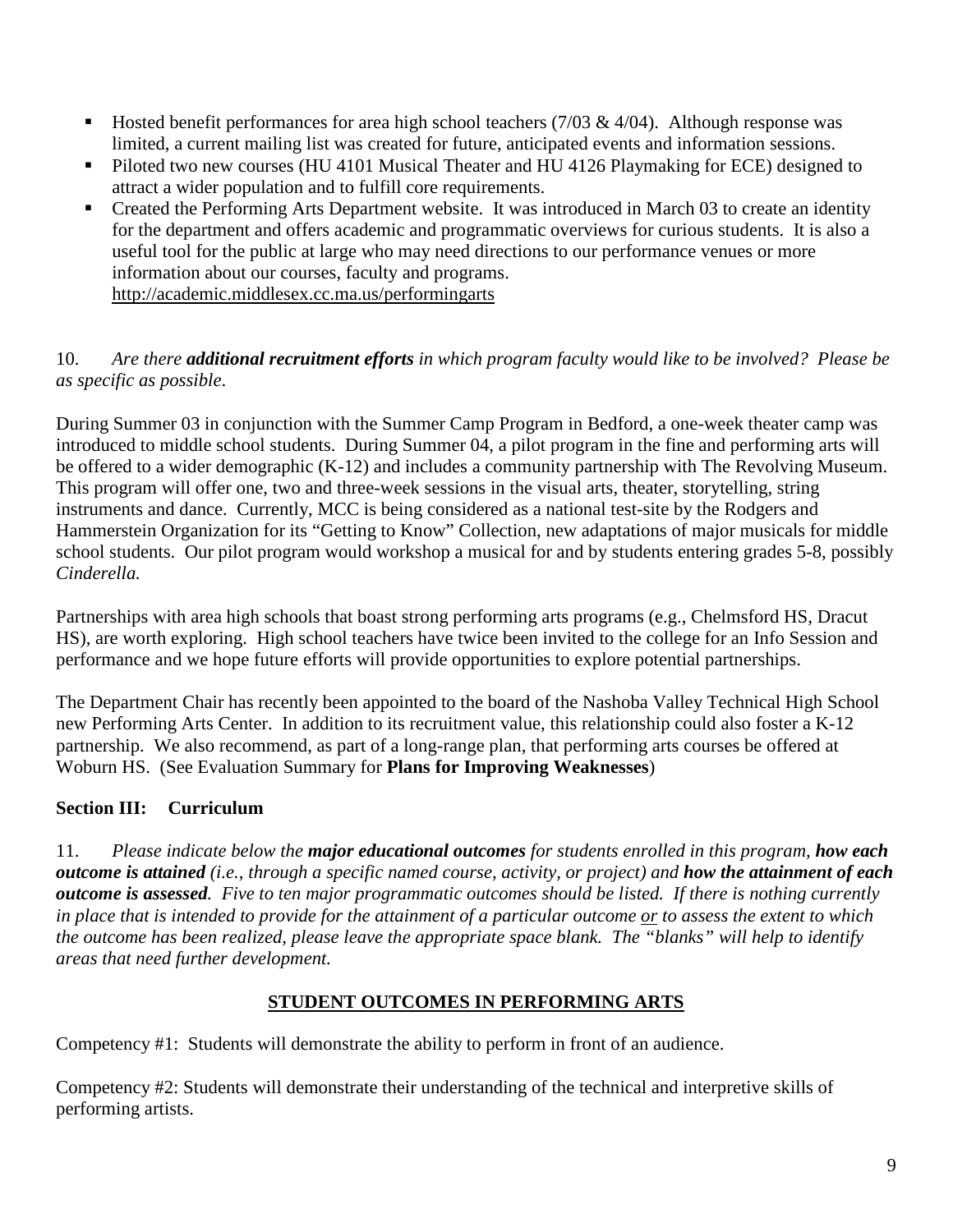- Hosted benefit performances for area high school teachers (7/03 & 4/04). Although response was limited, a current mailing list was created for future, anticipated events and information sessions.
- Piloted two new courses (HU 4101 Musical Theater and HU 4126 Playmaking for ECE) designed to attract a wider population and to fulfill core requirements.
- Created the Performing Arts Department website. It was introduced in March 03 to create an identity for the department and offers academic and programmatic overviews for curious students. It is also a useful tool for the public at large who may need directions to our performance venues or more information about our courses, faculty and programs.
  http://academic.middlesex.cc.ma.us/performingarts

10. *Are there* ***additional recruitment efforts*** *in which program faculty would like to be involved? Please be as specific as possible.*

During Summer 03 in conjunction with the Summer Camp Program in Bedford, a one-week theater camp was introduced to middle school students. During Summer 04, a pilot program in the fine and performing arts will be offered to a wider demographic (K-12) and includes a community partnership with The Revolving Museum. This program will offer one, two and three-week sessions in the visual arts, theater, storytelling, string instruments and dance. Currently, MCC is being considered as a national test-site by the Rodgers and Hammerstein Organization for its "Getting to Know" Collection, new adaptations of major musicals for middle school students. Our pilot program would workshop a musical for and by students entering grades 5-8, possibly *Cinderella.*

Partnerships with area high schools that boast strong performing arts programs (e.g., Chelmsford HS, Dracut HS), are worth exploring. High school teachers have twice been invited to the college for an Info Session and performance and we hope future efforts will provide opportunities to explore potential partnerships.

The Department Chair has recently been appointed to the board of the Nashoba Valley Technical High School new Performing Arts Center. In addition to its recruitment value, this relationship could also foster a K-12 partnership. We also recommend, as part of a long-range plan, that performing arts courses be offered at Woburn HS. (See Evaluation Summary for **Plans for Improving Weaknesses**)

## Section III: Curriculum

11. *Please indicate below the* ***major educational outcomes*** *for students enrolled in this program,* ***how each outcome is attained*** *(i.e., through a specific named course, activity, or project) and* ***how the attainment of each outcome is assessed****. Five to ten major programmatic outcomes should be listed. If there is nothing currently in place that is intended to provide for the attainment of a particular outcome* <u>*or*</u> *to assess the extent to which the outcome has been realized, please leave the appropriate space blank. The "blanks" will help to identify areas that need further development.*

### <u>STUDENT OUTCOMES IN PERFORMING ARTS</u>

Competency #1: Students will demonstrate the ability to perform in front of an audience.

Competency #2: Students will demonstrate their understanding of the technical and interpretive skills of performing artists.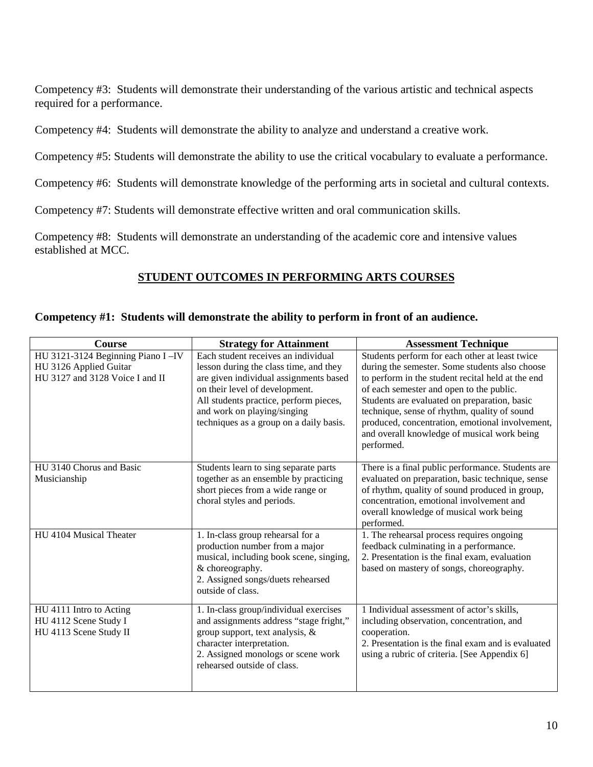Competency #3: Students will demonstrate their understanding of the various artistic and technical aspects required for a performance.

Competency #4: Students will demonstrate the ability to analyze and understand a creative work.

Competency #5: Students will demonstrate the ability to use the critical vocabulary to evaluate a performance.

Competency #6: Students will demonstrate knowledge of the performing arts in societal and cultural contexts.

Competency #7: Students will demonstrate effective written and oral communication skills.

Competency #8: Students will demonstrate an understanding of the academic core and intensive values established at MCC.

## STUDENT OUTCOMES IN PERFORMING ARTS COURSES

**Competency #1: Students will demonstrate the ability to perform in front of an audience.**

| Course | Strategy for Attainment | Assessment Technique |
|---|---|---|
| HU 3121-3124 Beginning Piano I –IV<br>HU 3126 Applied Guitar<br>HU 3127 and 3128 Voice I and II | Each student receives an individual lesson during the class time, and they are given individual assignments based on their level of development.<br>All students practice, perform pieces, and work on playing/singing techniques as a group on a daily basis. | Students perform for each other at least twice during the semester. Some students also choose to perform in the student recital held at the end of each semester and open to the public. Students are evaluated on preparation, basic technique, sense of rhythm, quality of sound produced, concentration, emotional involvement, and overall knowledge of musical work being performed. |
| HU 3140 Chorus and Basic Musicianship | Students learn to sing separate parts together as an ensemble by practicing short pieces from a wide range or choral styles and periods. | There is a final public performance. Students are evaluated on preparation, basic technique, sense of rhythm, quality of sound produced in group, concentration, emotional involvement and overall knowledge of musical work being performed. |
| HU 4104 Musical Theater | 1. In-class group rehearsal for a production number from a major musical, including book scene, singing, & choreography.<br>2. Assigned songs/duets rehearsed outside of class. | 1. The rehearsal process requires ongoing feedback culminating in a performance.<br>2. Presentation is the final exam, evaluation based on mastery of songs, choreography. |
| HU 4111 Intro to Acting<br>HU 4112 Scene Study I<br>HU 4113 Scene Study II | 1. In-class group/individual exercises and assignments address "stage fright," group support, text analysis, & character interpretation.<br>2. Assigned monologs or scene work rehearsed outside of class. | 1 Individual assessment of actor's skills, including observation, concentration, and cooperation.<br>2. Presentation is the final exam and is evaluated using a rubric of criteria. [See Appendix 6] |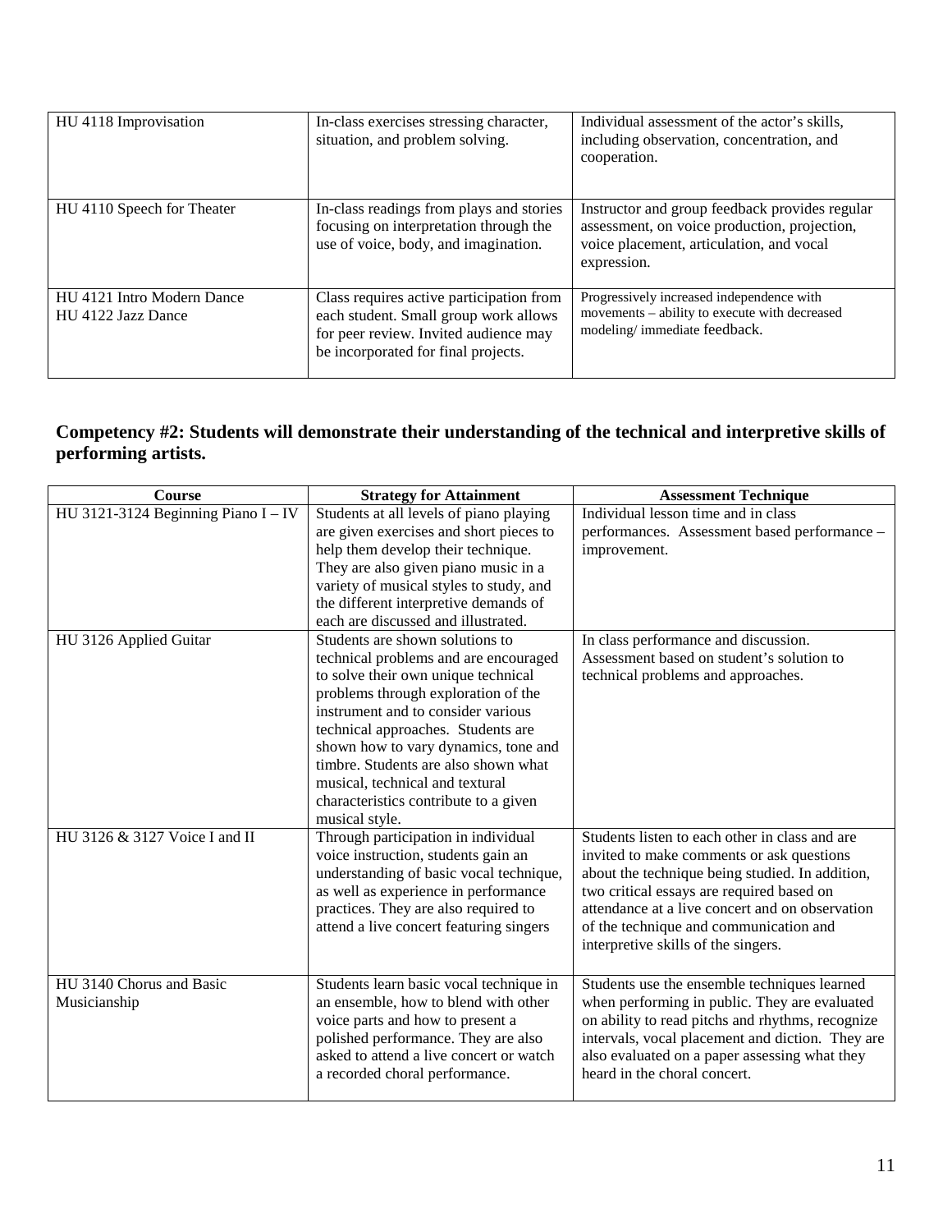| | | |
|---|---|---|
| HU 4118 Improvisation | In-class exercises stressing character, situation, and problem solving. | Individual assessment of the actor's skills, including observation, concentration, and cooperation. |
| HU 4110 Speech for Theater | In-class readings from plays and stories focusing on interpretation through the use of voice, body, and imagination. | Instructor and group feedback provides regular assessment, on voice production, projection, voice placement, articulation, and vocal expression. |
| HU 4121 Intro Modern Dance<br>HU 4122 Jazz Dance | Class requires active participation from each student. Small group work allows for peer review. Invited audience may be incorporated for final projects. | Progressively increased independence with movements – ability to execute with decreased modeling/ immediate feedback. |

**Competency #2: Students will demonstrate their understanding of the technical and interpretive skills of performing artists.**

| Course | Strategy for Attainment | Assessment Technique |
|---|---|---|
| HU 3121-3124 Beginning Piano I – IV | Students at all levels of piano playing are given exercises and short pieces to help them develop their technique. They are also given piano music in a variety of musical styles to study, and the different interpretive demands of each are discussed and illustrated. | Individual lesson time and in class performances. Assessment based performance – improvement. |
| HU 3126 Applied Guitar | Students are shown solutions to technical problems and are encouraged to solve their own unique technical problems through exploration of the instrument and to consider various technical approaches. Students are shown how to vary dynamics, tone and timbre. Students are also shown what musical, technical and textural characteristics contribute to a given musical style. | In class performance and discussion. Assessment based on student's solution to technical problems and approaches. |
| HU 3126 & 3127 Voice I and II | Through participation in individual voice instruction, students gain an understanding of basic vocal technique, as well as experience in performance practices. They are also required to attend a live concert featuring singers | Students listen to each other in class and are invited to make comments or ask questions about the technique being studied. In addition, two critical essays are required based on attendance at a live concert and on observation of the technique and communication and interpretive skills of the singers. |
| HU 3140 Chorus and Basic Musicianship | Students learn basic vocal technique in an ensemble, how to blend with other voice parts and how to present a polished performance. They are also asked to attend a live concert or watch a recorded choral performance. | Students use the ensemble techniques learned when performing in public. They are evaluated on ability to read pitchs and rhythms, recognize intervals, vocal placement and diction. They are also evaluated on a paper assessing what they heard in the choral concert. |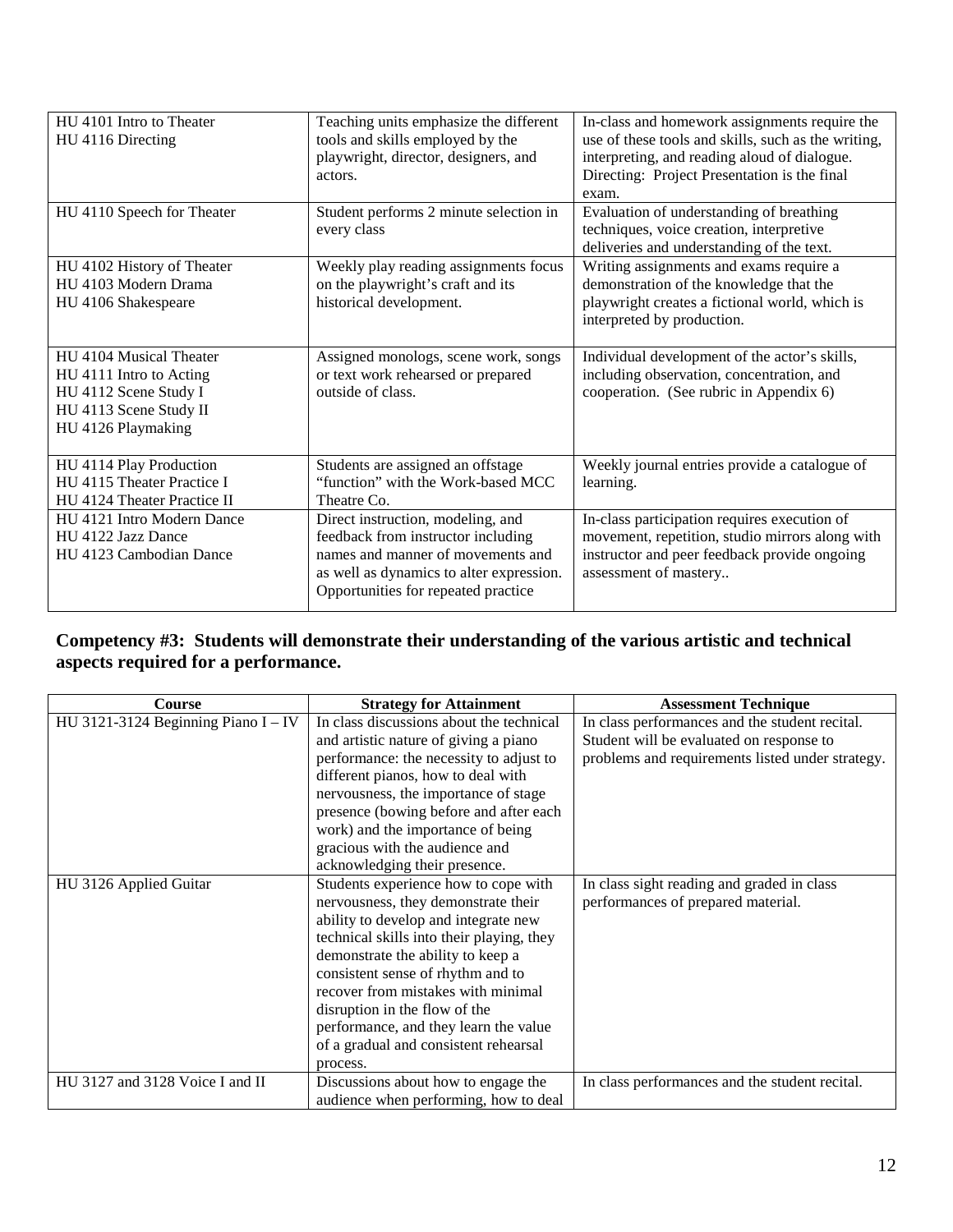| | | |
|---|---|---|
| HU 4101 Intro to Theater<br>HU 4116 Directing | Teaching units emphasize the different tools and skills employed by the playwright, director, designers, and actors. | In-class and homework assignments require the use of these tools and skills, such as the writing, interpreting, and reading aloud of dialogue. Directing: Project Presentation is the final exam. |
| HU 4110 Speech for Theater | Student performs 2 minute selection in every class | Evaluation of understanding of breathing techniques, voice creation, interpretive deliveries and understanding of the text. |
| HU 4102 History of Theater<br>HU 4103 Modern Drama<br>HU 4106 Shakespeare | Weekly play reading assignments focus on the playwright's craft and its historical development. | Writing assignments and exams require a demonstration of the knowledge that the playwright creates a fictional world, which is interpreted by production. |
| HU 4104 Musical Theater<br>HU 4111 Intro to Acting<br>HU 4112 Scene Study I<br>HU 4113 Scene Study II<br>HU 4126 Playmaking | Assigned monologs, scene work, songs or text work rehearsed or prepared outside of class. | Individual development of the actor's skills, including observation, concentration, and cooperation. (See rubric in Appendix 6) |
| HU 4114 Play Production<br>HU 4115 Theater Practice I<br>HU 4124 Theater Practice II | Students are assigned an offstage "function" with the Work-based MCC Theatre Co. | Weekly journal entries provide a catalogue of learning. |
| HU 4121 Intro Modern Dance<br>HU 4122 Jazz Dance<br>HU 4123 Cambodian Dance | Direct instruction, modeling, and feedback from instructor including names and manner of movements and as well as dynamics to alter expression. Opportunities for repeated practice | In-class participation requires execution of movement, repetition, studio mirrors along with instructor and peer feedback provide ongoing assessment of mastery.. |

**Competency #3: Students will demonstrate their understanding of the various artistic and technical aspects required for a performance.**

| Course | Strategy for Attainment | Assessment Technique |
|---|---|---|
| HU 3121-3124 Beginning Piano I – IV | In class discussions about the technical and artistic nature of giving a piano performance: the necessity to adjust to different pianos, how to deal with nervousness, the importance of stage presence (bowing before and after each work) and the importance of being gracious with the audience and acknowledging their presence. | In class performances and the student recital. Student will be evaluated on response to problems and requirements listed under strategy. |
| HU 3126 Applied Guitar | Students experience how to cope with nervousness, they demonstrate their ability to develop and integrate new technical skills into their playing, they demonstrate the ability to keep a consistent sense of rhythm and to recover from mistakes with minimal disruption in the flow of the performance, and they learn the value of a gradual and consistent rehearsal process. | In class sight reading and graded in class performances of prepared material. |
| HU 3127 and 3128 Voice I and II | Discussions about how to engage the audience when performing, how to deal | In class performances and the student recital. |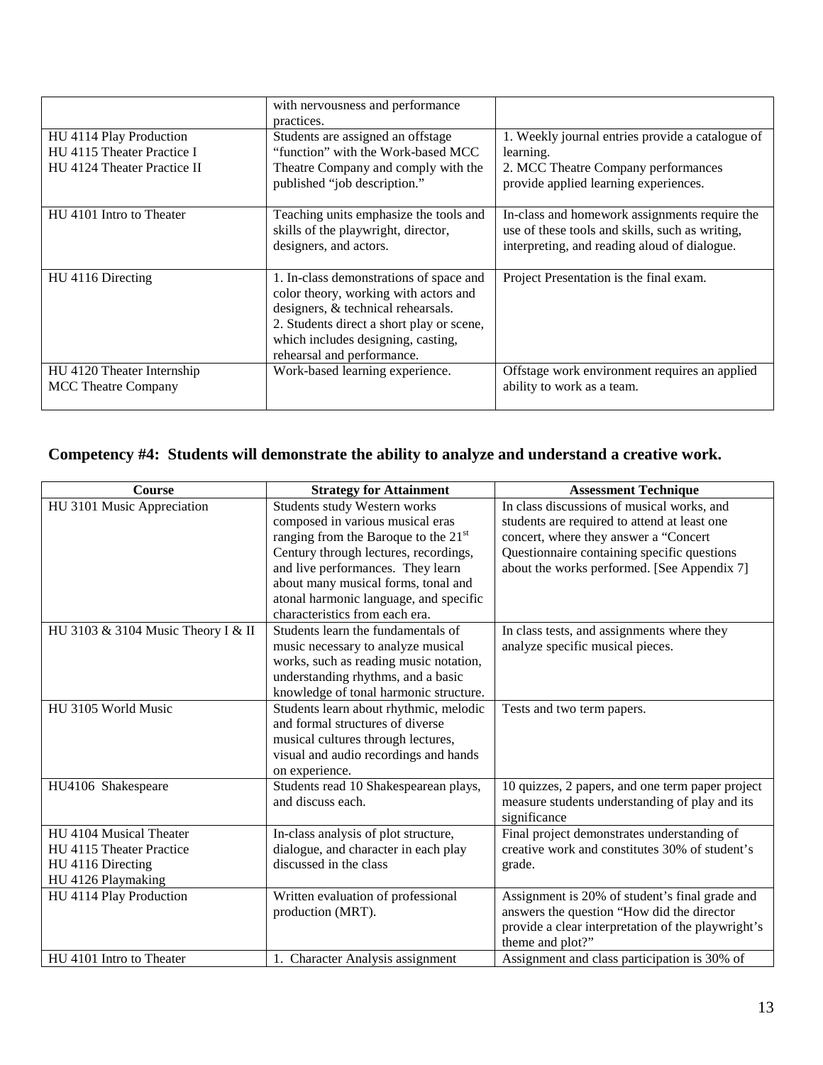| | | |
|---|---|---|
| | with nervousness and performance practices. | |
| HU 4114 Play Production<br>HU 4115 Theater Practice I<br>HU 4124 Theater Practice II | Students are assigned an offstage "function" with the Work-based MCC Theatre Company and comply with the published "job description." | 1. Weekly journal entries provide a catalogue of learning.<br>2. MCC Theatre Company performances provide applied learning experiences. |
| HU 4101 Intro to Theater | Teaching units emphasize the tools and skills of the playwright, director, designers, and actors. | In-class and homework assignments require the use of these tools and skills, such as writing, interpreting, and reading aloud of dialogue. |
| HU 4116 Directing | 1. In-class demonstrations of space and color theory, working with actors and designers, & technical rehearsals.<br>2. Students direct a short play or scene, which includes designing, casting, rehearsal and performance. | Project Presentation is the final exam. |
| HU 4120 Theater Internship<br>MCC Theatre Company | Work-based learning experience. | Offstage work environment requires an applied ability to work as a team. |

## Competency #4: Students will demonstrate the ability to analyze and understand a creative work.

| Course | Strategy for Attainment | Assessment Technique |
|---|---|---|
| HU 3101 Music Appreciation | Students study Western works composed in various musical eras ranging from the Baroque to the 21st Century through lectures, recordings, and live performances. They learn about many musical forms, tonal and atonal harmonic language, and specific characteristics from each era. | In class discussions of musical works, and students are required to attend at least one concert, where they answer a "Concert Questionnaire containing specific questions about the works performed. [See Appendix 7] |
| HU 3103 & 3104 Music Theory I & II | Students learn the fundamentals of music necessary to analyze musical works, such as reading music notation, understanding rhythms, and a basic knowledge of tonal harmonic structure. | In class tests, and assignments where they analyze specific musical pieces. |
| HU 3105 World Music | Students learn about rhythmic, melodic and formal structures of diverse musical cultures through lectures, visual and audio recordings and hands on experience. | Tests and two term papers. |
| HU4106 Shakespeare | Students read 10 Shakespearean plays, and discuss each. | 10 quizzes, 2 papers, and one term paper project measure students understanding of play and its significance |
| HU 4104 Musical Theater<br>HU 4115 Theater Practice<br>HU 4116 Directing<br>HU 4126 Playmaking | In-class analysis of plot structure, dialogue, and character in each play discussed in the class | Final project demonstrates understanding of creative work and constitutes 30% of student's grade. |
| HU 4114 Play Production | Written evaluation of professional production (MRT). | Assignment is 20% of student's final grade and answers the question "How did the director provide a clear interpretation of the playwright's theme and plot?" |
| HU 4101 Intro to Theater | 1. Character Analysis assignment | Assignment and class participation is 30% of |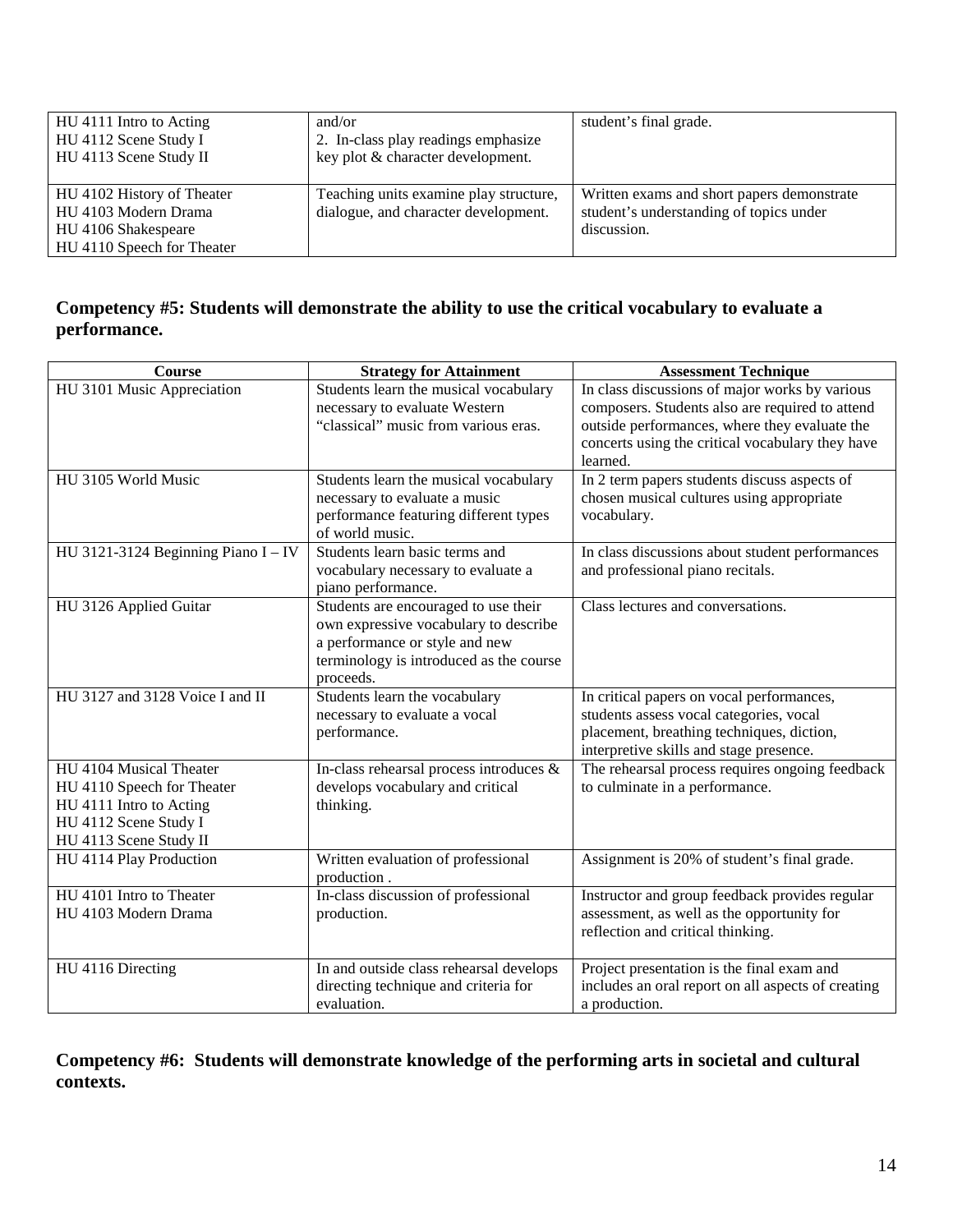| | | |
|---|---|---|
| HU 4111 Intro to Acting<br>HU 4112 Scene Study I<br>HU 4113 Scene Study II | and/or<br>2. In-class play readings emphasize key plot & character development. | student's final grade. |
| HU 4102 History of Theater<br>HU 4103 Modern Drama<br>HU 4106 Shakespeare<br>HU 4110 Speech for Theater | Teaching units examine play structure, dialogue, and character development. | Written exams and short papers demonstrate student's understanding of topics under discussion. |

**Competency #5: Students will demonstrate the ability to use the critical vocabulary to evaluate a performance.**

| Course | Strategy for Attainment | Assessment Technique |
|---|---|---|
| HU 3101 Music Appreciation | Students learn the musical vocabulary necessary to evaluate Western "classical" music from various eras. | In class discussions of major works by various composers. Students also are required to attend outside performances, where they evaluate the concerts using the critical vocabulary they have learned. |
| HU 3105 World Music | Students learn the musical vocabulary necessary to evaluate a music performance featuring different types of world music. | In 2 term papers students discuss aspects of chosen musical cultures using appropriate vocabulary. |
| HU 3121-3124 Beginning Piano I – IV | Students learn basic terms and vocabulary necessary to evaluate a piano performance. | In class discussions about student performances and professional piano recitals. |
| HU 3126 Applied Guitar | Students are encouraged to use their own expressive vocabulary to describe a performance or style and new terminology is introduced as the course proceeds. | Class lectures and conversations. |
| HU 3127 and 3128 Voice I and II | Students learn the vocabulary necessary to evaluate a vocal performance. | In critical papers on vocal performances, students assess vocal categories, vocal placement, breathing techniques, diction, interpretive skills and stage presence. |
| HU 4104 Musical Theater<br>HU 4110 Speech for Theater<br>HU 4111 Intro to Acting<br>HU 4112 Scene Study I<br>HU 4113 Scene Study II | In-class rehearsal process introduces & develops vocabulary and critical thinking. | The rehearsal process requires ongoing feedback to culminate in a performance. |
| HU 4114 Play Production | Written evaluation of professional production . | Assignment is 20% of student's final grade. |
| HU 4101 Intro to Theater<br>HU 4103 Modern Drama | In-class discussion of professional production. | Instructor and group feedback provides regular assessment, as well as the opportunity for reflection and critical thinking. |
| HU 4116 Directing | In and outside class rehearsal develops directing technique and criteria for evaluation. | Project presentation is the final exam and includes an oral report on all aspects of creating a production. |

**Competency #6: Students will demonstrate knowledge of the performing arts in societal and cultural contexts.**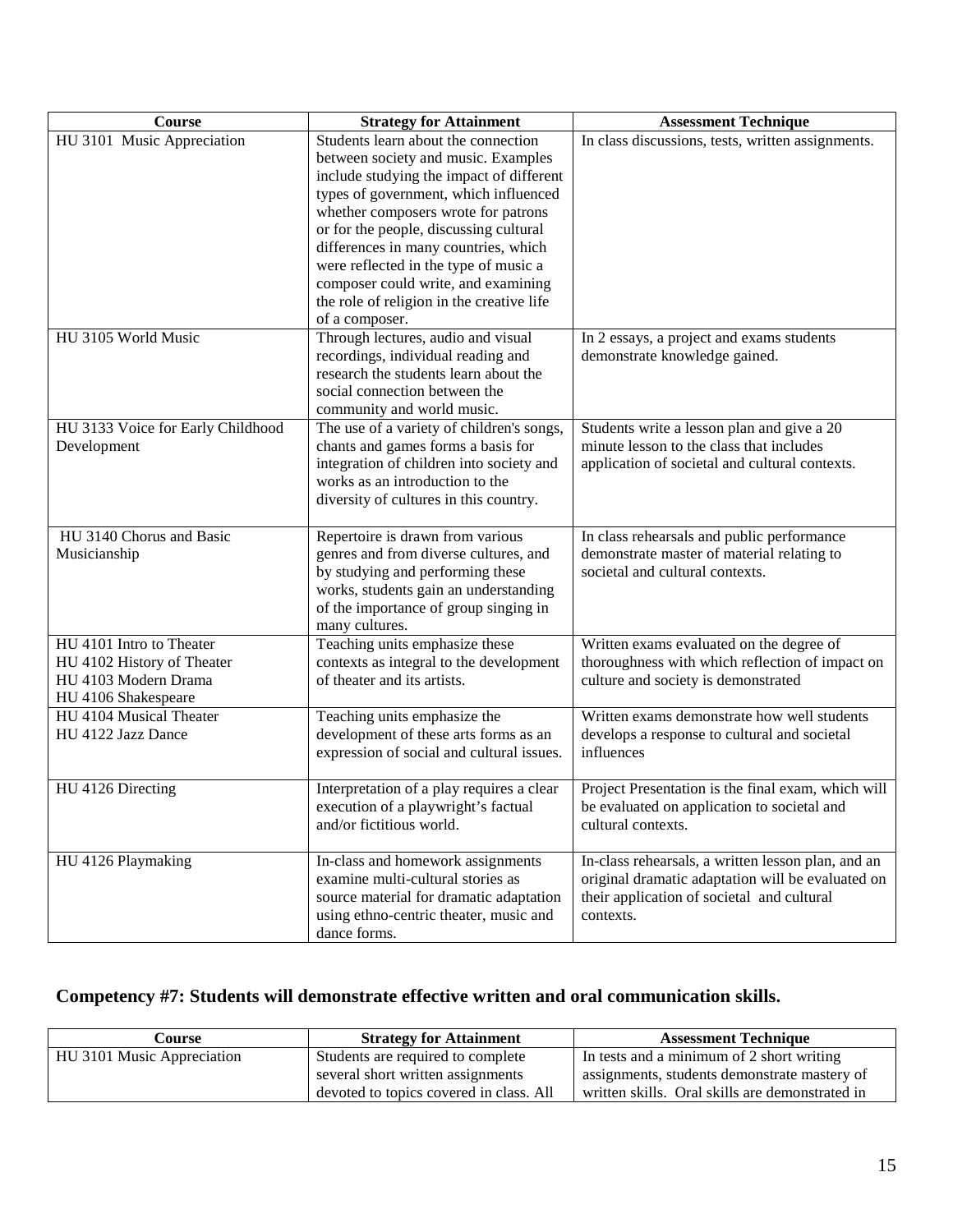| Course | Strategy for Attainment | Assessment Technique |
|---|---|---|
| HU 3101 Music Appreciation | Students learn about the connection between society and music. Examples include studying the impact of different types of government, which influenced whether composers wrote for patrons or for the people, discussing cultural differences in many countries, which were reflected in the type of music a composer could write, and examining the role of religion in the creative life of a composer. | In class discussions, tests, written assignments. |
| HU 3105 World Music | Through lectures, audio and visual recordings, individual reading and research the students learn about the social connection between the community and world music. | In 2 essays, a project and exams students demonstrate knowledge gained. |
| HU 3133 Voice for Early Childhood Development | The use of a variety of children's songs, chants and games forms a basis for integration of children into society and works as an introduction to the diversity of cultures in this country. | Students write a lesson plan and give a 20 minute lesson to the class that includes application of societal and cultural contexts. |
| HU 3140 Chorus and Basic Musicianship | Repertoire is drawn from various genres and from diverse cultures, and by studying and performing these works, students gain an understanding of the importance of group singing in many cultures. | In class rehearsals and public performance demonstrate master of material relating to societal and cultural contexts. |
| HU 4101 Intro to Theater<br>HU 4102 History of Theater<br>HU 4103 Modern Drama<br>HU 4106 Shakespeare | Teaching units emphasize these contexts as integral to the development of theater and its artists. | Written exams evaluated on the degree of thoroughness with which reflection of impact on culture and society is demonstrated |
| HU 4104 Musical Theater<br>HU 4122 Jazz Dance | Teaching units emphasize the development of these arts forms as an expression of social and cultural issues. | Written exams demonstrate how well students develops a response to cultural and societal influences |
| HU 4126 Directing | Interpretation of a play requires a clear execution of a playwright's factual and/or fictitious world. | Project Presentation is the final exam, which will be evaluated on application to societal and cultural contexts. |
| HU 4126 Playmaking | In-class and homework assignments examine multi-cultural stories as source material for dramatic adaptation using ethno-centric theater, music and dance forms. | In-class rehearsals, a written lesson plan, and an original dramatic adaptation will be evaluated on their application of societal and cultural contexts. |

## Competency #7: Students will demonstrate effective written and oral communication skills.

| Course | Strategy for Attainment | Assessment Technique |
|---|---|---|
| HU 3101 Music Appreciation | Students are required to complete several short written assignments devoted to topics covered in class. All | In tests and a minimum of 2 short writing assignments, students demonstrate mastery of written skills. Oral skills are demonstrated in |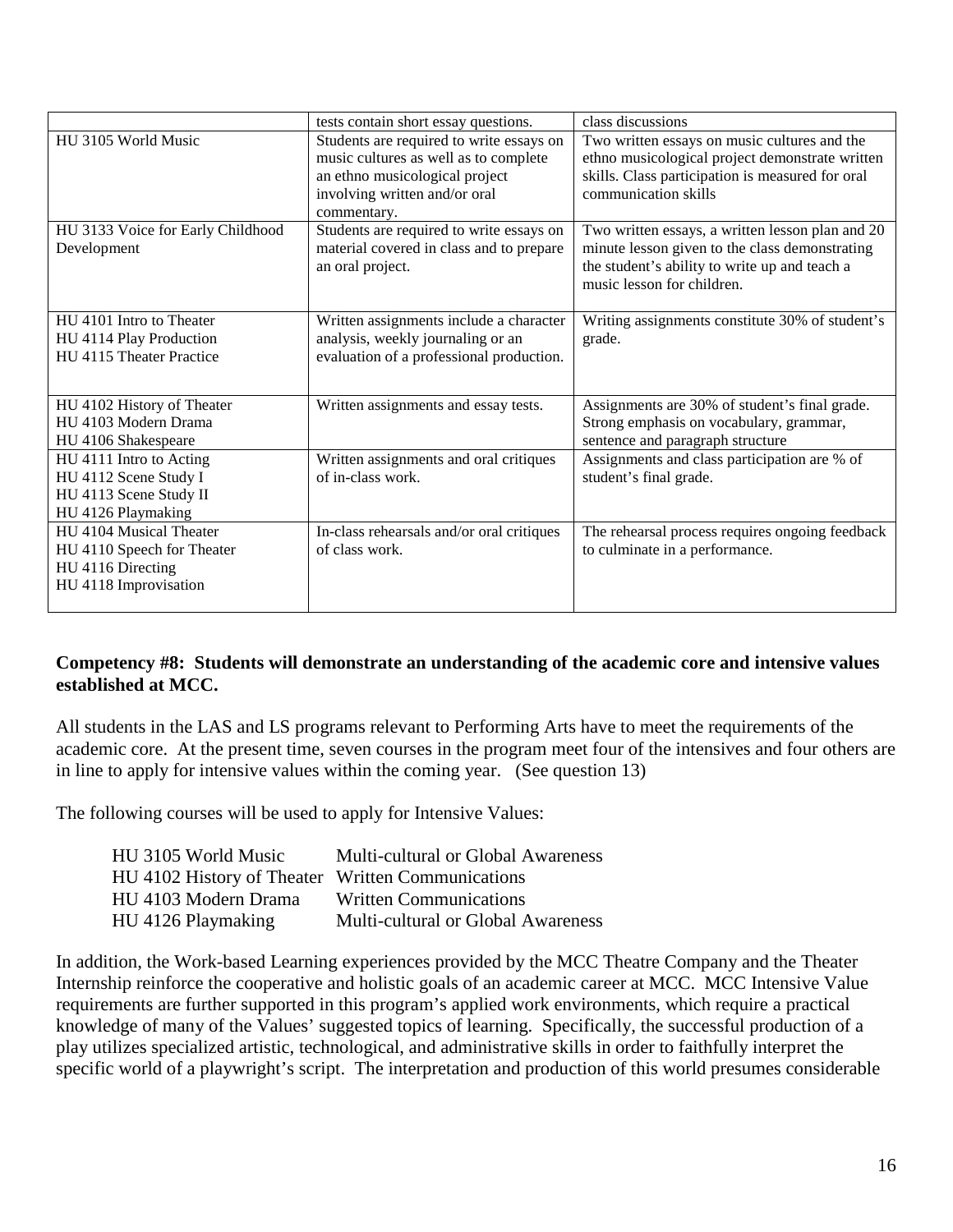| | | |
|---|---|---|
| | tests contain short essay questions. | class discussions |
| HU 3105 World Music | Students are required to write essays on music cultures as well as to complete an ethno musicological project involving written and/or oral commentary. | Two written essays on music cultures and the ethno musicological project demonstrate written skills. Class participation is measured for oral communication skills |
| HU 3133 Voice for Early Childhood Development | Students are required to write essays on material covered in class and to prepare an oral project. | Two written essays, a written lesson plan and 20 minute lesson given to the class demonstrating the student's ability to write up and teach a music lesson for children. |
| HU 4101 Intro to Theater<br>HU 4114 Play Production<br>HU 4115 Theater Practice | Written assignments include a character analysis, weekly journaling or an evaluation of a professional production. | Writing assignments constitute 30% of student's grade. |
| HU 4102 History of Theater<br>HU 4103 Modern Drama<br>HU 4106 Shakespeare | Written assignments and essay tests. | Assignments are 30% of student's final grade. Strong emphasis on vocabulary, grammar, sentence and paragraph structure |
| HU 4111 Intro to Acting<br>HU 4112 Scene Study I<br>HU 4113 Scene Study II<br>HU 4126 Playmaking | Written assignments and oral critiques of in-class work. | Assignments and class participation are % of student's final grade. |
| HU 4104 Musical Theater<br>HU 4110 Speech for Theater<br>HU 4116 Directing<br>HU 4118 Improvisation | In-class rehearsals and/or oral critiques of class work. | The rehearsal process requires ongoing feedback to culminate in a performance. |

**Competency #8: Students will demonstrate an understanding of the academic core and intensive values established at MCC.**

All students in the LAS and LS programs relevant to Performing Arts have to meet the requirements of the academic core. At the present time, seven courses in the program meet four of the intensives and four others are in line to apply for intensive values within the coming year. (See question 13)

The following courses will be used to apply for Intensive Values:

| | |
|---|---|
| HU 3105 World Music | Multi-cultural or Global Awareness |
| HU 4102 History of Theater | Written Communications |
| HU 4103 Modern Drama | Written Communications |
| HU 4126 Playmaking | Multi-cultural or Global Awareness |

In addition, the Work-based Learning experiences provided by the MCC Theatre Company and the Theater Internship reinforce the cooperative and holistic goals of an academic career at MCC. MCC Intensive Value requirements are further supported in this program's applied work environments, which require a practical knowledge of many of the Values' suggested topics of learning. Specifically, the successful production of a play utilizes specialized artistic, technological, and administrative skills in order to faithfully interpret the specific world of a playwright's script. The interpretation and production of this world presumes considerable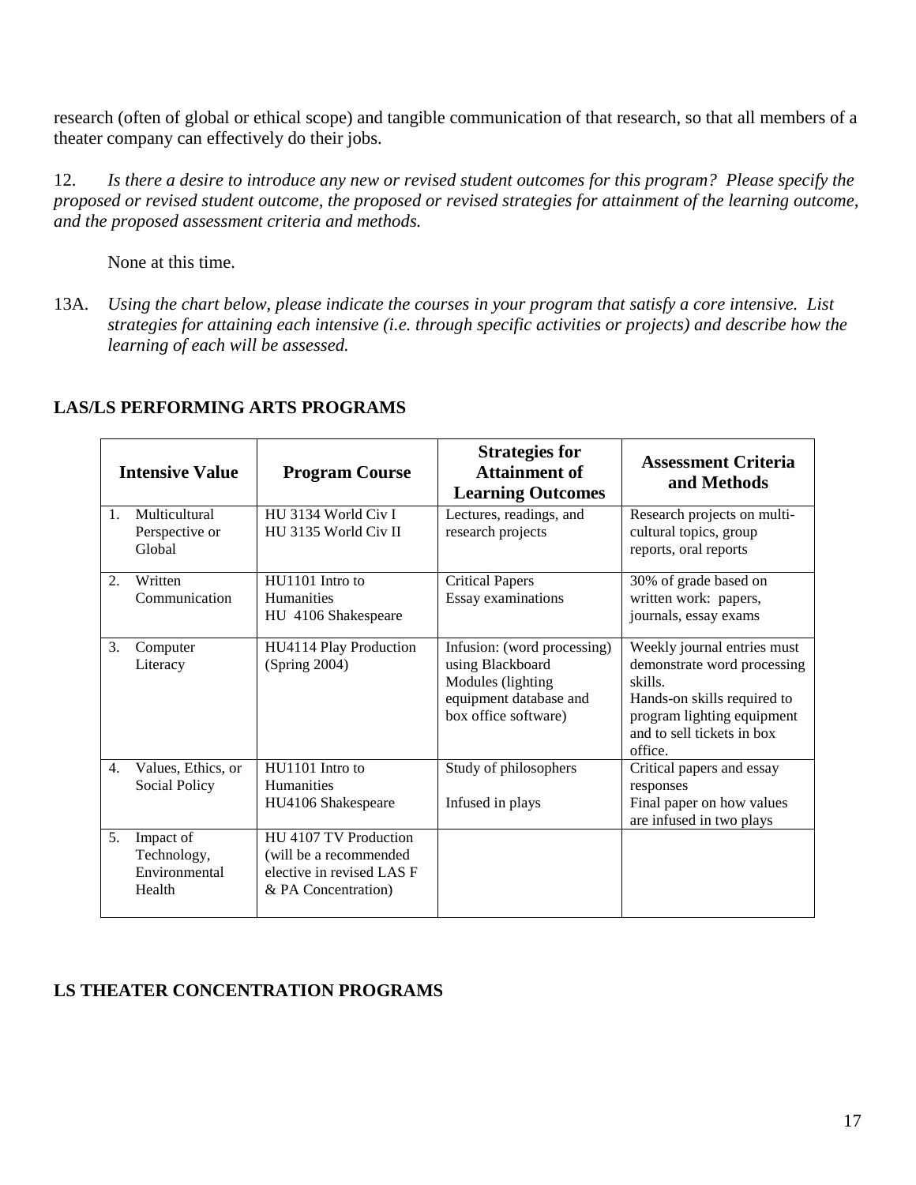research (often of global or ethical scope) and tangible communication of that research, so that all members of a theater company can effectively do their jobs.

12. *Is there a desire to introduce any new or revised student outcomes for this program? Please specify the proposed or revised student outcome, the proposed or revised strategies for attainment of the learning outcome, and the proposed assessment criteria and methods.*

None at this time.

13A. *Using the chart below, please indicate the courses in your program that satisfy a core intensive. List strategies for attaining each intensive (i.e. through specific activities or projects) and describe how the learning of each will be assessed.*

## LAS/LS PERFORMING ARTS PROGRAMS

| Intensive Value | Program Course | Strategies for Attainment of Learning Outcomes | Assessment Criteria and Methods |
|---|---|---|---|
| 1. Multicultural Perspective or Global | HU 3134 World Civ I<br>HU 3135 World Civ II | Lectures, readings, and research projects | Research projects on multi-cultural topics, group reports, oral reports |
| 2. Written Communication | HU1101 Intro to Humanities<br>HU 4106 Shakespeare | Critical Papers<br>Essay examinations | 30% of grade based on written work: papers, journals, essay exams |
| 3. Computer Literacy | HU4114 Play Production (Spring 2004) | Infusion: (word processing) using Blackboard Modules (lighting equipment database and box office software) | Weekly journal entries must demonstrate word processing skills.<br>Hands-on skills required to program lighting equipment and to sell tickets in box office. |
| 4. Values, Ethics, or Social Policy | HU1101 Intro to Humanities<br>HU4106 Shakespeare | Study of philosophers<br><br>Infused in plays | Critical papers and essay responses<br>Final paper on how values are infused in two plays |
| 5. Impact of Technology, Environmental Health | HU 4107 TV Production (will be a recommended elective in revised LAS F & PA Concentration) | | |

## LS THEATER CONCENTRATION PROGRAMS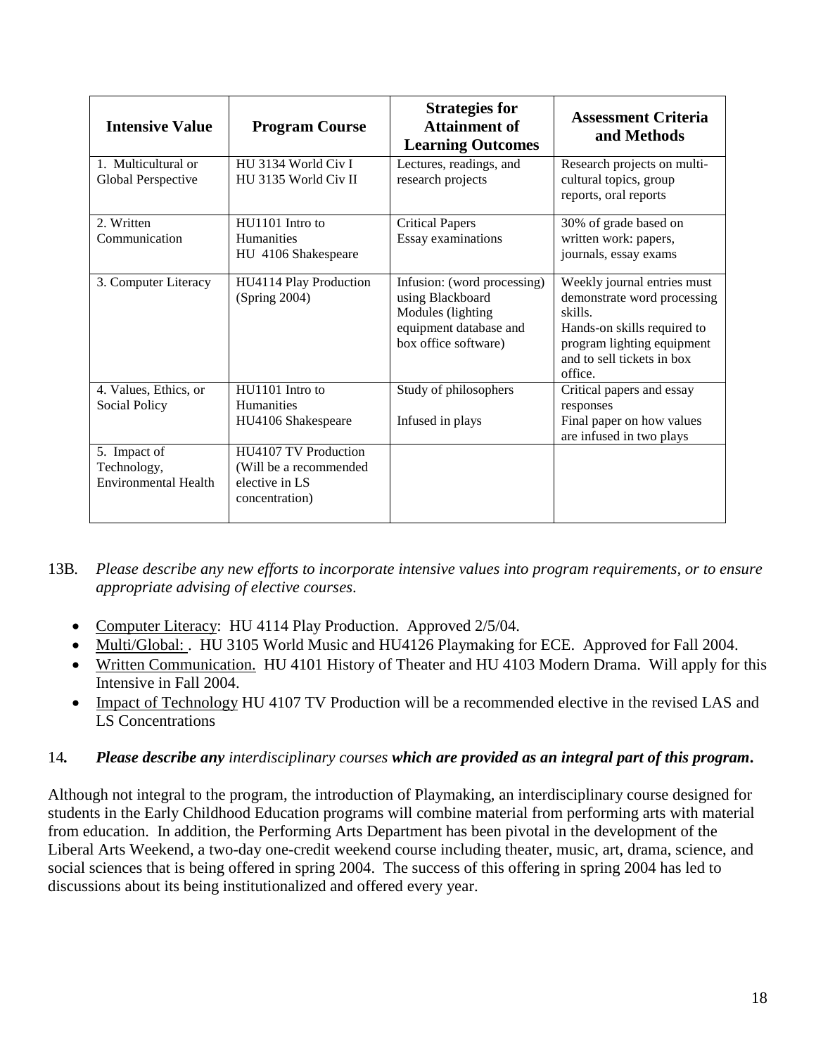| Intensive Value | Program Course | Strategies for Attainment of Learning Outcomes | Assessment Criteria and Methods |
|---|---|---|---|
| 1. Multicultural or Global Perspective | HU 3134 World Civ I<br>HU 3135 World Civ II | Lectures, readings, and research projects | Research projects on multi-cultural topics, group reports, oral reports |
| 2. Written Communication | HU1101 Intro to Humanities<br>HU 4106 Shakespeare | Critical Papers<br>Essay examinations | 30% of grade based on written work: papers, journals, essay exams |
| 3. Computer Literacy | HU4114 Play Production (Spring 2004) | Infusion: (word processing) using Blackboard Modules (lighting equipment database and box office software) | Weekly journal entries must demonstrate word processing skills.<br>Hands-on skills required to program lighting equipment and to sell tickets in box office. |
| 4. Values, Ethics, or Social Policy | HU1101 Intro to Humanities<br>HU4106 Shakespeare | Study of philosophers<br><br>Infused in plays | Critical papers and essay responses<br>Final paper on how values are infused in two plays |
| 5. Impact of Technology, Environmental Health | HU4107 TV Production (Will be a recommended elective in LS concentration) | | |

13B. *Please describe any new efforts to incorporate intensive values into program requirements, or to ensure appropriate advising of elective courses.*

- Computer Literacy: HU 4114 Play Production. Approved 2/5/04.
- Multi/Global: . HU 3105 World Music and HU4126 Playmaking for ECE. Approved for Fall 2004.
- Written Communication. HU 4101 History of Theater and HU 4103 Modern Drama. Will apply for this Intensive in Fall 2004.
- Impact of Technology HU 4107 TV Production will be a recommended elective in the revised LAS and LS Concentrations

14. ***Please describe any*** *interdisciplinary courses* ***which are provided as an integral part of this program.***

Although not integral to the program, the introduction of Playmaking, an interdisciplinary course designed for students in the Early Childhood Education programs will combine material from performing arts with material from education. In addition, the Performing Arts Department has been pivotal in the development of the Liberal Arts Weekend, a two-day one-credit weekend course including theater, music, art, drama, science, and social sciences that is being offered in spring 2004. The success of this offering in spring 2004 has led to discussions about its being institutionalized and offered every year.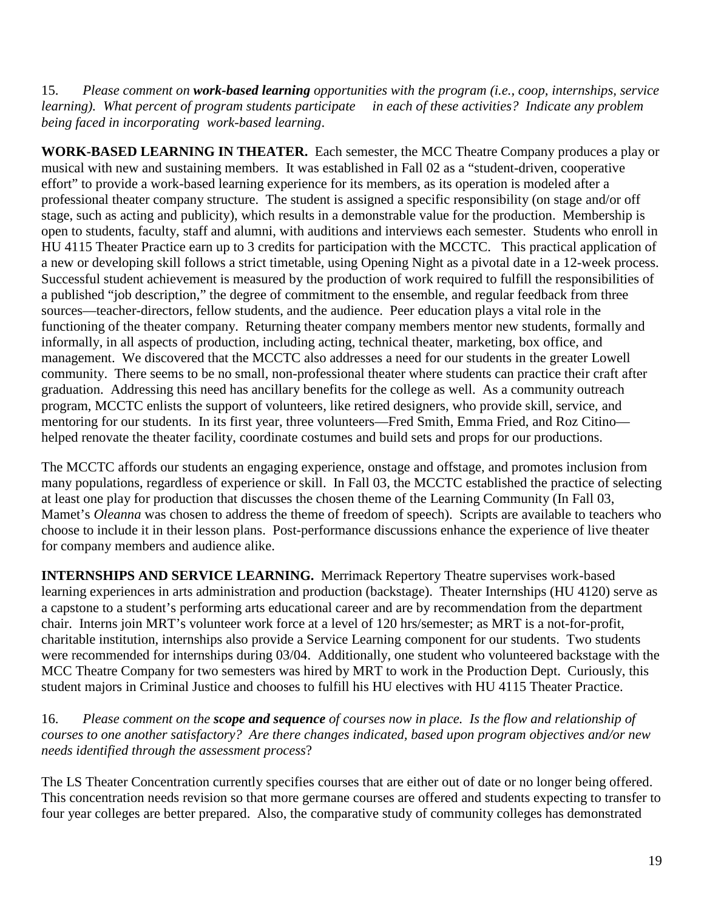15. *Please comment on **work-based learning** opportunities with the program (i.e., coop, internships, service learning). What percent of program students participate in each of these activities? Indicate any problem being faced in incorporating work-based learning*.

**WORK-BASED LEARNING IN THEATER.** Each semester, the MCC Theatre Company produces a play or musical with new and sustaining members. It was established in Fall 02 as a "student-driven, cooperative effort" to provide a work-based learning experience for its members, as its operation is modeled after a professional theater company structure. The student is assigned a specific responsibility (on stage and/or off stage, such as acting and publicity), which results in a demonstrable value for the production. Membership is open to students, faculty, staff and alumni, with auditions and interviews each semester. Students who enroll in HU 4115 Theater Practice earn up to 3 credits for participation with the MCCTC. This practical application of a new or developing skill follows a strict timetable, using Opening Night as a pivotal date in a 12-week process. Successful student achievement is measured by the production of work required to fulfill the responsibilities of a published "job description," the degree of commitment to the ensemble, and regular feedback from three sources—teacher-directors, fellow students, and the audience. Peer education plays a vital role in the functioning of the theater company. Returning theater company members mentor new students, formally and informally, in all aspects of production, including acting, technical theater, marketing, box office, and management. We discovered that the MCCTC also addresses a need for our students in the greater Lowell community. There seems to be no small, non-professional theater where students can practice their craft after graduation. Addressing this need has ancillary benefits for the college as well. As a community outreach program, MCCTC enlists the support of volunteers, like retired designers, who provide skill, service, and mentoring for our students. In its first year, three volunteers—Fred Smith, Emma Fried, and Roz Citino—helped renovate the theater facility, coordinate costumes and build sets and props for our productions.

The MCCTC affords our students an engaging experience, onstage and offstage, and promotes inclusion from many populations, regardless of experience or skill. In Fall 03, the MCCTC established the practice of selecting at least one play for production that discusses the chosen theme of the Learning Community (In Fall 03, Mamet's *Oleanna* was chosen to address the theme of freedom of speech). Scripts are available to teachers who choose to include it in their lesson plans. Post-performance discussions enhance the experience of live theater for company members and audience alike.

**INTERNSHIPS AND SERVICE LEARNING.** Merrimack Repertory Theatre supervises work-based learning experiences in arts administration and production (backstage). Theater Internships (HU 4120) serve as a capstone to a student's performing arts educational career and are by recommendation from the department chair. Interns join MRT's volunteer work force at a level of 120 hrs/semester; as MRT is a not-for-profit, charitable institution, internships also provide a Service Learning component for our students. Two students were recommended for internships during 03/04. Additionally, one student who volunteered backstage with the MCC Theatre Company for two semesters was hired by MRT to work in the Production Dept. Curiously, this student majors in Criminal Justice and chooses to fulfill his HU electives with HU 4115 Theater Practice.

16. *Please comment on the **scope and sequence** of courses now in place. Is the flow and relationship of courses to one another satisfactory? Are there changes indicated, based upon program objectives and/or new needs identified through the assessment process*?

The LS Theater Concentration currently specifies courses that are either out of date or no longer being offered. This concentration needs revision so that more germane courses are offered and students expecting to transfer to four year colleges are better prepared. Also, the comparative study of community colleges has demonstrated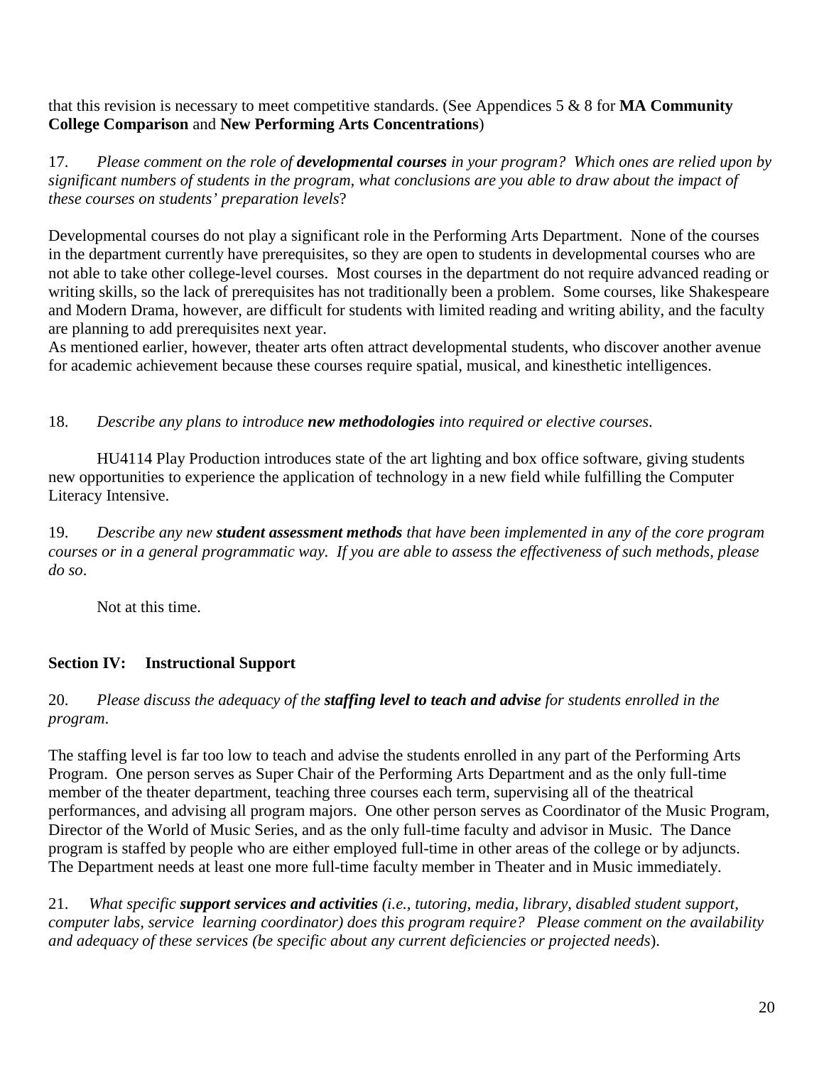that this revision is necessary to meet competitive standards. (See Appendices 5 & 8 for **MA Community College Comparison** and **New Performing Arts Concentrations**)

17. *Please comment on the role of **developmental courses** in your program? Which ones are relied upon by significant numbers of students in the program, what conclusions are you able to draw about the impact of these courses on students' preparation levels*?

Developmental courses do not play a significant role in the Performing Arts Department. None of the courses in the department currently have prerequisites, so they are open to students in developmental courses who are not able to take other college-level courses. Most courses in the department do not require advanced reading or writing skills, so the lack of prerequisites has not traditionally been a problem. Some courses, like Shakespeare and Modern Drama, however, are difficult for students with limited reading and writing ability, and the faculty are planning to add prerequisites next year.
As mentioned earlier, however, theater arts often attract developmental students, who discover another avenue for academic achievement because these courses require spatial, musical, and kinesthetic intelligences.

18. *Describe any plans to introduce **new methodologies** into required or elective courses.*

HU4114 Play Production introduces state of the art lighting and box office software, giving students new opportunities to experience the application of technology in a new field while fulfilling the Computer Literacy Intensive.

19. *Describe any new **student assessment methods** that have been implemented in any of the core program courses or in a general programmatic way. If you are able to assess the effectiveness of such methods, please do so.*

Not at this time.

## Section IV: Instructional Support

20. *Please discuss the adequacy of the **staffing level to teach and advise** for students enrolled in the program.*

The staffing level is far too low to teach and advise the students enrolled in any part of the Performing Arts Program. One person serves as Super Chair of the Performing Arts Department and as the only full-time member of the theater department, teaching three courses each term, supervising all of the theatrical performances, and advising all program majors. One other person serves as Coordinator of the Music Program, Director of the World of Music Series, and as the only full-time faculty and advisor in Music. The Dance program is staffed by people who are either employed full-time in other areas of the college or by adjuncts. The Department needs at least one more full-time faculty member in Theater and in Music immediately.

21. *What specific **support services and activities** (i.e., tutoring, media, library, disabled student support, computer labs, service learning coordinator) does this program require? Please comment on the availability and adequacy of these services (be specific about any current deficiencies or projected needs*).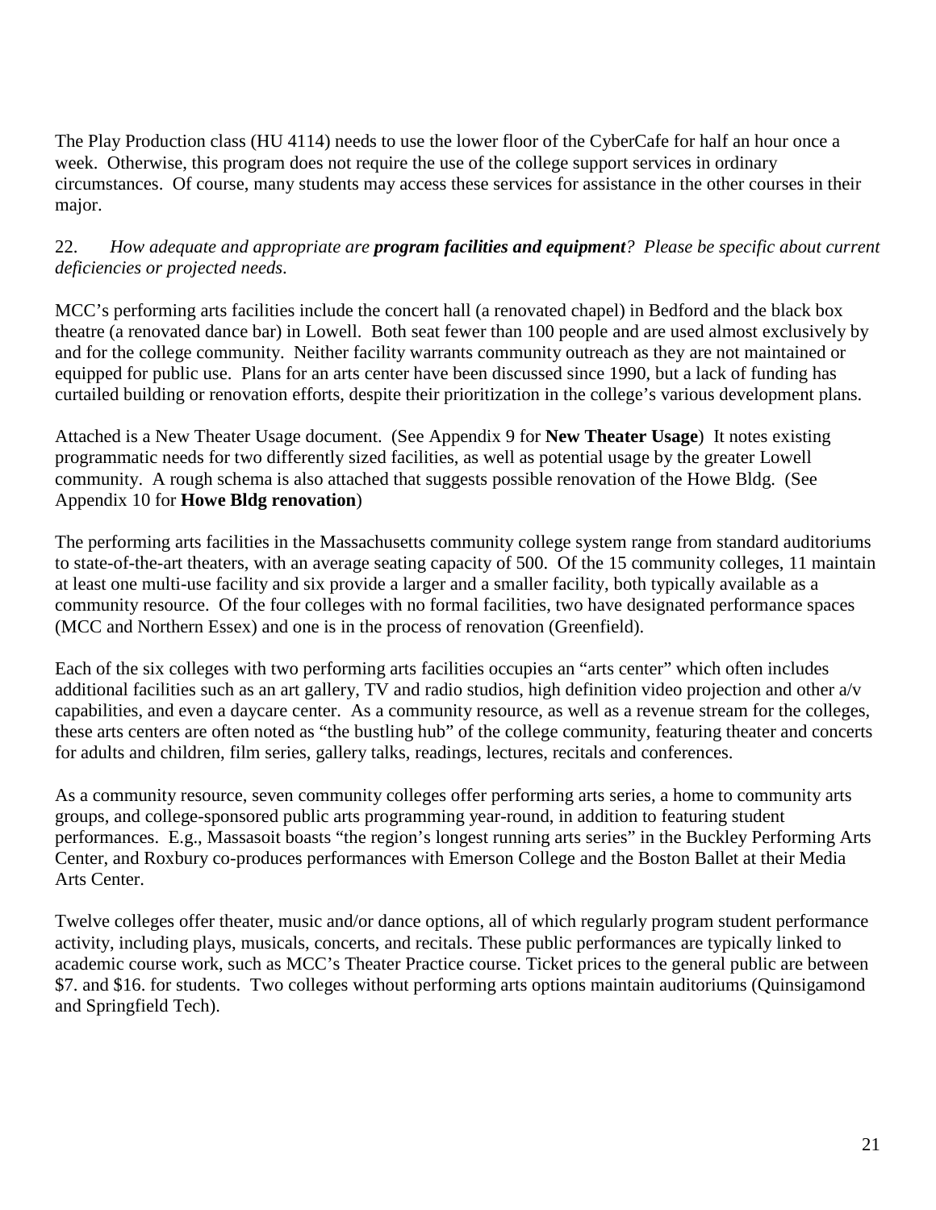The Play Production class (HU 4114) needs to use the lower floor of the CyberCafe for half an hour once a week. Otherwise, this program does not require the use of the college support services in ordinary circumstances. Of course, many students may access these services for assistance in the other courses in their major.

22. *How adequate and appropriate are **program facilities and equipment**? Please be specific about current deficiencies or projected needs*.

MCC's performing arts facilities include the concert hall (a renovated chapel) in Bedford and the black box theatre (a renovated dance bar) in Lowell. Both seat fewer than 100 people and are used almost exclusively by and for the college community. Neither facility warrants community outreach as they are not maintained or equipped for public use. Plans for an arts center have been discussed since 1990, but a lack of funding has curtailed building or renovation efforts, despite their prioritization in the college's various development plans.

Attached is a New Theater Usage document. (See Appendix 9 for **New Theater Usage**) It notes existing programmatic needs for two differently sized facilities, as well as potential usage by the greater Lowell community. A rough schema is also attached that suggests possible renovation of the Howe Bldg. (See Appendix 10 for **Howe Bldg renovation**)

The performing arts facilities in the Massachusetts community college system range from standard auditoriums to state-of-the-art theaters, with an average seating capacity of 500. Of the 15 community colleges, 11 maintain at least one multi-use facility and six provide a larger and a smaller facility, both typically available as a community resource. Of the four colleges with no formal facilities, two have designated performance spaces (MCC and Northern Essex) and one is in the process of renovation (Greenfield).

Each of the six colleges with two performing arts facilities occupies an "arts center" which often includes additional facilities such as an art gallery, TV and radio studios, high definition video projection and other a/v capabilities, and even a daycare center. As a community resource, as well as a revenue stream for the colleges, these arts centers are often noted as "the bustling hub" of the college community, featuring theater and concerts for adults and children, film series, gallery talks, readings, lectures, recitals and conferences.

As a community resource, seven community colleges offer performing arts series, a home to community arts groups, and college-sponsored public arts programming year-round, in addition to featuring student performances. E.g., Massasoit boasts "the region's longest running arts series" in the Buckley Performing Arts Center, and Roxbury co-produces performances with Emerson College and the Boston Ballet at their Media Arts Center.

Twelve colleges offer theater, music and/or dance options, all of which regularly program student performance activity, including plays, musicals, concerts, and recitals. These public performances are typically linked to academic course work, such as MCC's Theater Practice course. Ticket prices to the general public are between $7. and $16. for students. Two colleges without performing arts options maintain auditoriums (Quinsigamond and Springfield Tech).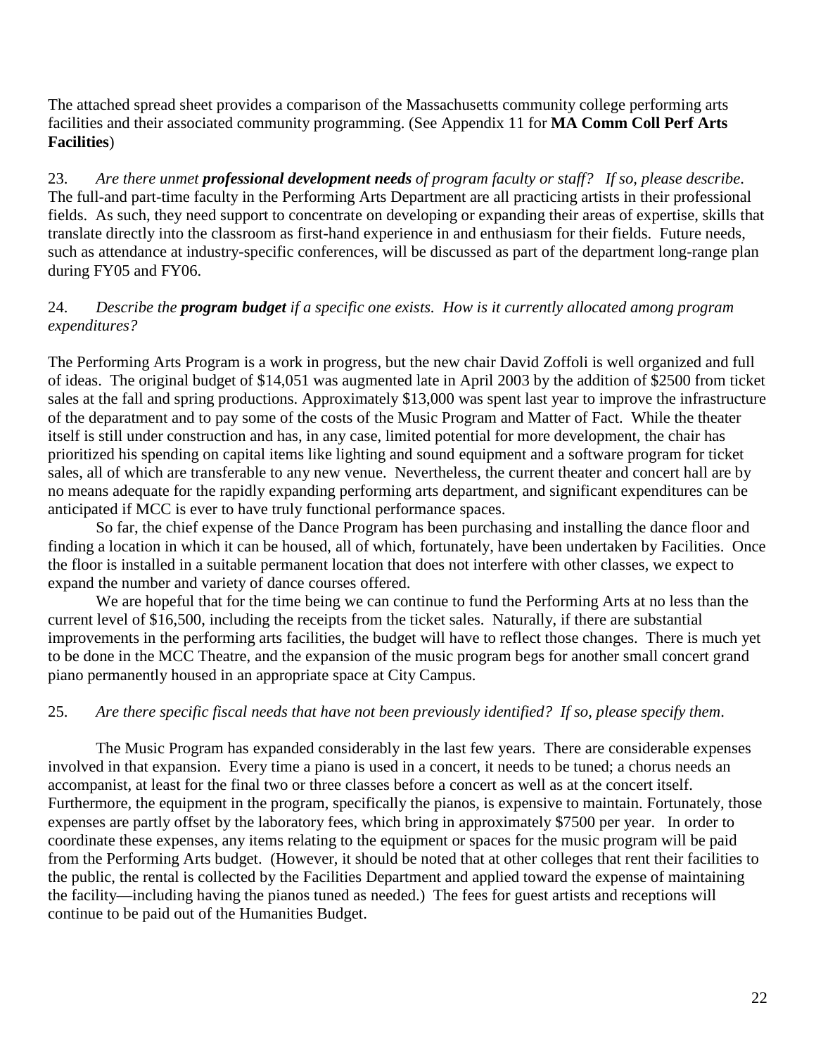The attached spread sheet provides a comparison of the Massachusetts community college performing arts facilities and their associated community programming. (See Appendix 11 for **MA Comm Coll Perf Arts Facilities**)

23. *Are there unmet **professional development needs** of program faculty or staff? If so, please describe.*
The full-and part-time faculty in the Performing Arts Department are all practicing artists in their professional fields. As such, they need support to concentrate on developing or expanding their areas of expertise, skills that translate directly into the classroom as first-hand experience in and enthusiasm for their fields. Future needs, such as attendance at industry-specific conferences, will be discussed as part of the department long-range plan during FY05 and FY06.

24. *Describe the **program budget** if a specific one exists. How is it currently allocated among program expenditures?*

The Performing Arts Program is a work in progress, but the new chair David Zoffoli is well organized and full of ideas. The original budget of $14,051 was augmented late in April 2003 by the addition of $2500 from ticket sales at the fall and spring productions. Approximately $13,000 was spent last year to improve the infrastructure of the deparatment and to pay some of the costs of the Music Program and Matter of Fact. While the theater itself is still under construction and has, in any case, limited potential for more development, the chair has prioritized his spending on capital items like lighting and sound equipment and a software program for ticket sales, all of which are transferable to any new venue. Nevertheless, the current theater and concert hall are by no means adequate for the rapidly expanding performing arts department, and significant expenditures can be anticipated if MCC is ever to have truly functional performance spaces.

So far, the chief expense of the Dance Program has been purchasing and installing the dance floor and finding a location in which it can be housed, all of which, fortunately, have been undertaken by Facilities. Once the floor is installed in a suitable permanent location that does not interfere with other classes, we expect to expand the number and variety of dance courses offered.

We are hopeful that for the time being we can continue to fund the Performing Arts at no less than the current level of $16,500, including the receipts from the ticket sales. Naturally, if there are substantial improvements in the performing arts facilities, the budget will have to reflect those changes. There is much yet to be done in the MCC Theatre, and the expansion of the music program begs for another small concert grand piano permanently housed in an appropriate space at City Campus.

25. *Are there specific fiscal needs that have not been previously identified? If so, please specify them.*

The Music Program has expanded considerably in the last few years. There are considerable expenses involved in that expansion. Every time a piano is used in a concert, it needs to be tuned; a chorus needs an accompanist, at least for the final two or three classes before a concert as well as at the concert itself. Furthermore, the equipment in the program, specifically the pianos, is expensive to maintain. Fortunately, those expenses are partly offset by the laboratory fees, which bring in approximately $7500 per year. In order to coordinate these expenses, any items relating to the equipment or spaces for the music program will be paid from the Performing Arts budget. (However, it should be noted that at other colleges that rent their facilities to the public, the rental is collected by the Facilities Department and applied toward the expense of maintaining the facility—including having the pianos tuned as needed.) The fees for guest artists and receptions will continue to be paid out of the Humanities Budget.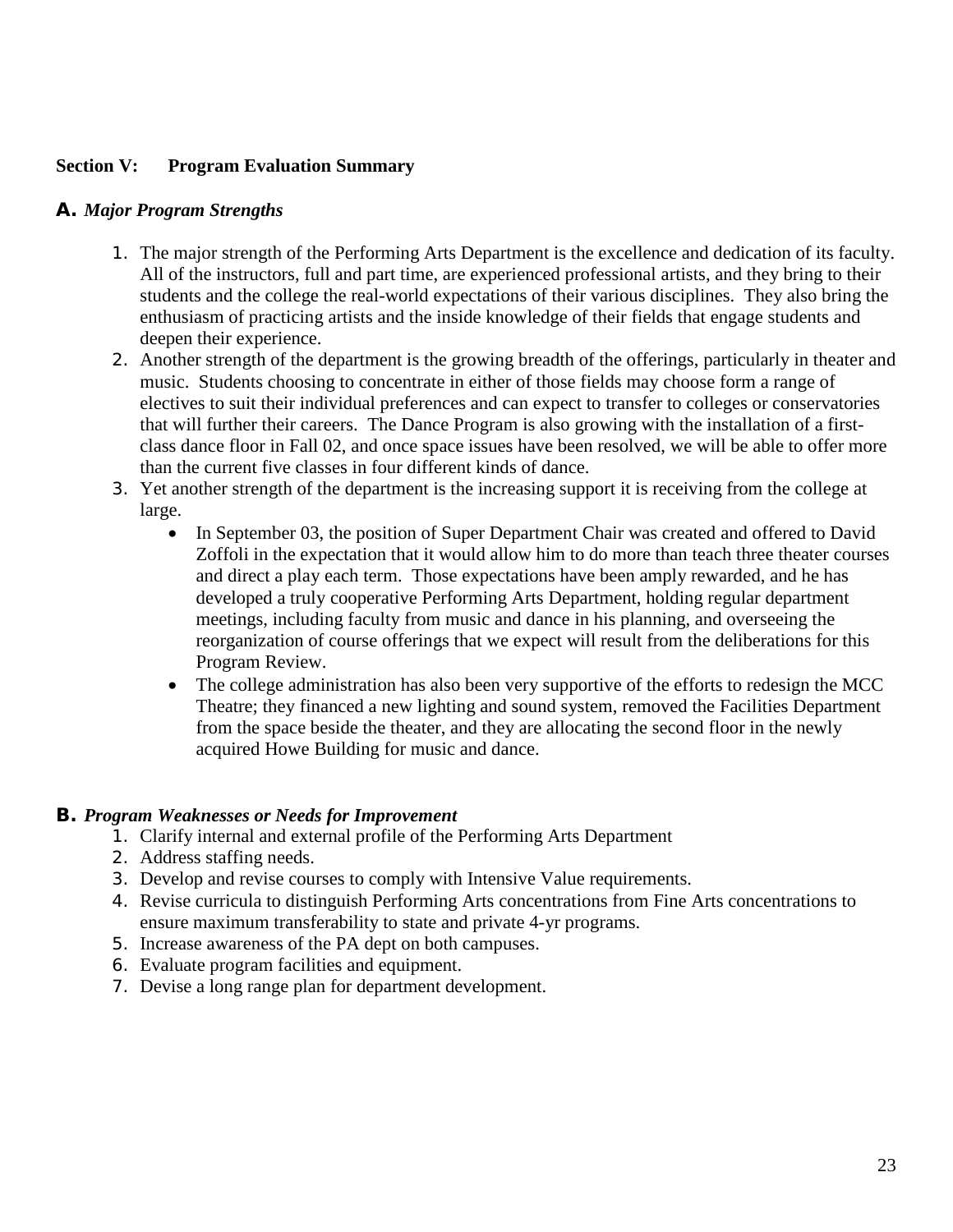## Section V: Program Evaluation Summary

### A. *Major Program Strengths*

1. The major strength of the Performing Arts Department is the excellence and dedication of its faculty. All of the instructors, full and part time, are experienced professional artists, and they bring to their students and the college the real-world expectations of their various disciplines. They also bring the enthusiasm of practicing artists and the inside knowledge of their fields that engage students and deepen their experience.
2. Another strength of the department is the growing breadth of the offerings, particularly in theater and music. Students choosing to concentrate in either of those fields may choose form a range of electives to suit their individual preferences and can expect to transfer to colleges or conservatories that will further their careers. The Dance Program is also growing with the installation of a first-class dance floor in Fall 02, and once space issues have been resolved, we will be able to offer more than the current five classes in four different kinds of dance.
3. Yet another strength of the department is the increasing support it is receiving from the college at large.
   - In September 03, the position of Super Department Chair was created and offered to David Zoffoli in the expectation that it would allow him to do more than teach three theater courses and direct a play each term. Those expectations have been amply rewarded, and he has developed a truly cooperative Performing Arts Department, holding regular department meetings, including faculty from music and dance in his planning, and overseeing the reorganization of course offerings that we expect will result from the deliberations for this Program Review.
   - The college administration has also been very supportive of the efforts to redesign the MCC Theatre; they financed a new lighting and sound system, removed the Facilities Department from the space beside the theater, and they are allocating the second floor in the newly acquired Howe Building for music and dance.

### B. *Program Weaknesses or Needs for Improvement*

1. Clarify internal and external profile of the Performing Arts Department
2. Address staffing needs.
3. Develop and revise courses to comply with Intensive Value requirements.
4. Revise curricula to distinguish Performing Arts concentrations from Fine Arts concentrations to ensure maximum transferability to state and private 4-yr programs.
5. Increase awareness of the PA dept on both campuses.
6. Evaluate program facilities and equipment.
7. Devise a long range plan for department development.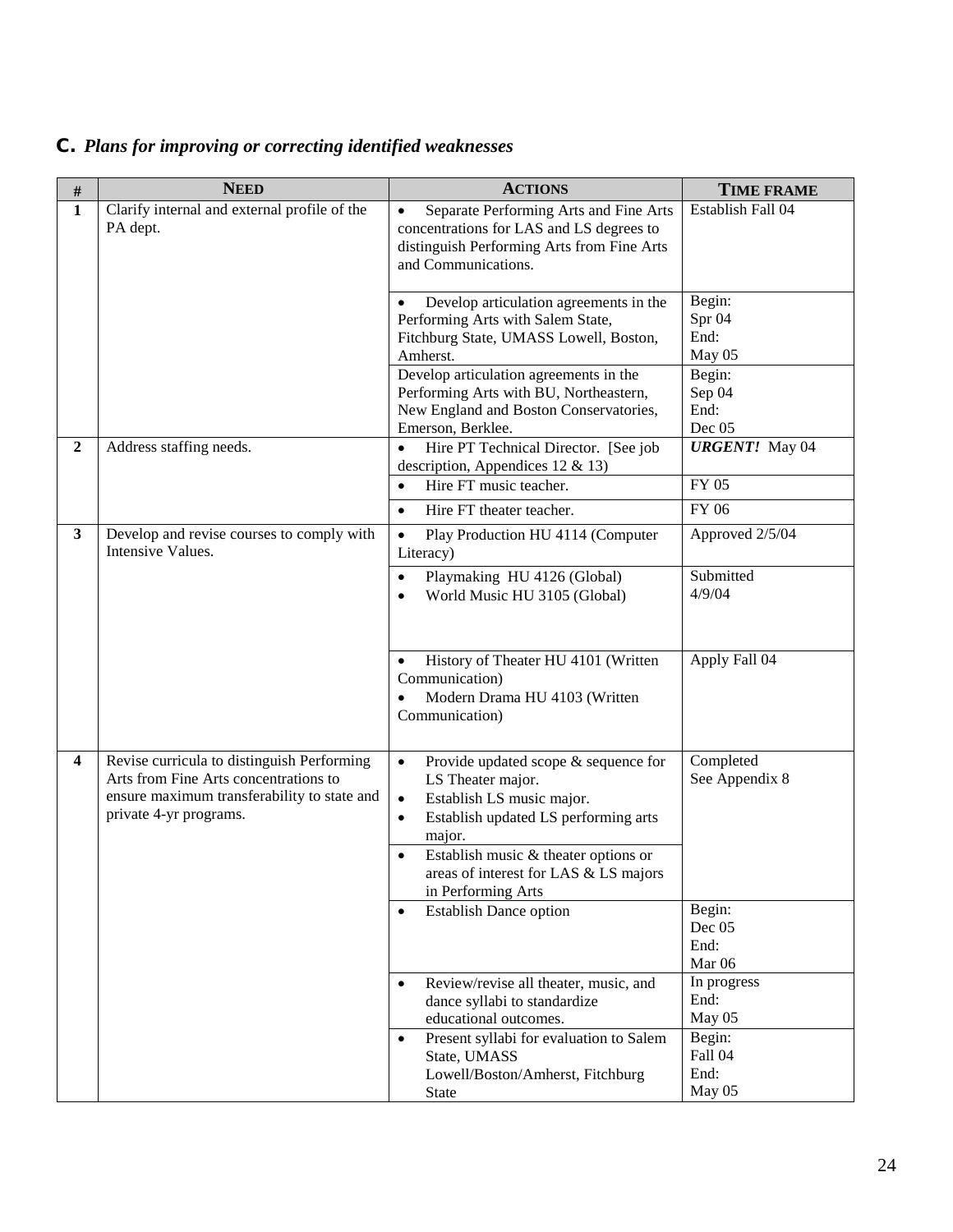## C. *Plans for improving or correcting identified weaknesses*

| # | NEED | ACTIONS | TIME FRAME |
|---|---|---|---|
| **1** | Clarify internal and external profile of the PA dept. | • Separate Performing Arts and Fine Arts concentrations for LAS and LS degrees to distinguish Performing Arts from Fine Arts and Communications. | Establish Fall 04 |
| | | • Develop articulation agreements in the Performing Arts with Salem State, Fitchburg State, UMASS Lowell, Boston, Amherst. | Begin: Spr 04 End: May 05 |
| | | Develop articulation agreements in the Performing Arts with BU, Northeastern, New England and Boston Conservatories, Emerson, Berklee. | Begin: Sep 04 End: Dec 05 |
| **2** | Address staffing needs. | • Hire PT Technical Director. [See job description, Appendices 12 & 13) | ***URGENT!*** May 04 |
| | | • Hire FT music teacher. | FY 05 |
| | | • Hire FT theater teacher. | FY 06 |
| **3** | Develop and revise courses to comply with Intensive Values. | • Play Production HU 4114 (Computer Literacy) | Approved 2/5/04 |
| | | • Playmaking HU 4126 (Global)<br>• World Music HU 3105 (Global) | Submitted 4/9/04 |
| | | • History of Theater HU 4101 (Written Communication)<br>• Modern Drama HU 4103 (Written Communication) | Apply Fall 04 |
| **4** | Revise curricula to distinguish Performing Arts from Fine Arts concentrations to ensure maximum transferability to state and private 4-yr programs. | • Provide updated scope & sequence for LS Theater major.<br>• Establish LS music major.<br>• Establish updated LS performing arts major. | Completed See Appendix 8 |
| | | • Establish music & theater options or areas of interest for LAS & LS majors in Performing Arts | |
| | | • Establish Dance option | Begin: Dec 05 End: Mar 06 |
| | | • Review/revise all theater, music, and dance syllabi to standardize educational outcomes. | In progress End: May 05 |
| | | • Present syllabi for evaluation to Salem State, UMASS Lowell/Boston/Amherst, Fitchburg State | Begin: Fall 04 End: May 05 |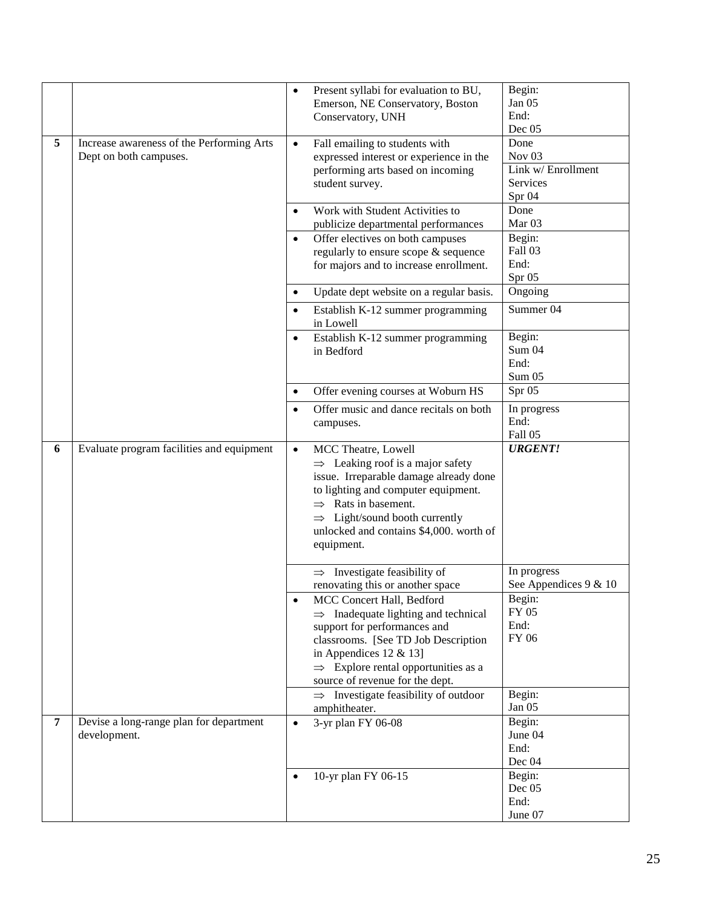| | | | |
|---|---|---|---|
| | | • Present syllabi for evaluation to BU, Emerson, NE Conservatory, Boston Conservatory, UNH | Begin: Jan 05 End: Dec 05 |
| 5 | Increase awareness of the Performing Arts Dept on both campuses. | • Fall emailing to students with expressed interest or experience in the performing arts based on incoming student survey. | Done Nov 03 Link w/ Enrollment Services Spr 04 |
| | | • Work with Student Activities to publicize departmental performances | Done Mar 03 |
| | | • Offer electives on both campuses regularly to ensure scope & sequence for majors and to increase enrollment. | Begin: Fall 03 End: Spr 05 |
| | | • Update dept website on a regular basis. | Ongoing |
| | | • Establish K-12 summer programming in Lowell | Summer 04 |
| | | • Establish K-12 summer programming in Bedford | Begin: Sum 04 End: Sum 05 |
| | | • Offer evening courses at Woburn HS | Spr 05 |
| | | • Offer music and dance recitals on both campuses. | In progress End: Fall 05 |
| 6 | Evaluate program facilities and equipment | • MCC Theatre, Lowell ⇒ Leaking roof is a major safety issue. Irreparable damage already done to lighting and computer equipment. ⇒ Rats in basement. ⇒ Light/sound booth currently unlocked and contains $4,000. worth of equipment. | ***URGENT!*** |
| | | ⇒ Investigate feasibility of renovating this or another space | In progress See Appendices 9 & 10 |
| | | • MCC Concert Hall, Bedford ⇒ Inadequate lighting and technical support for performances and classrooms. [See TD Job Description in Appendices 12 & 13] ⇒ Explore rental opportunities as a source of revenue for the dept. | Begin: FY 05 End: FY 06 |
| | | ⇒ Investigate feasibility of outdoor amphitheater. | Begin: Jan 05 |
| 7 | Devise a long-range plan for department development. | • 3-yr plan FY 06-08 | Begin: June 04 End: Dec 04 |
| | | • 10-yr plan FY 06-15 | Begin: Dec 05 End: June 07 |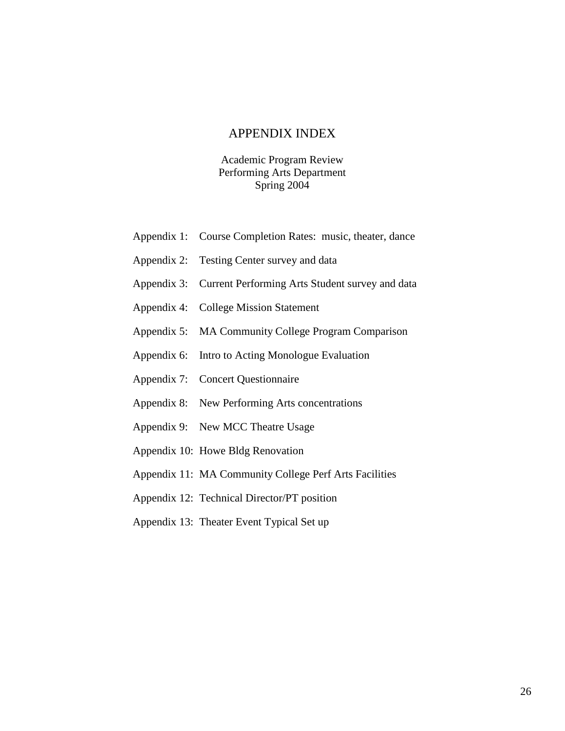# APPENDIX INDEX

Academic Program Review
Performing Arts Department
Spring 2004

Appendix 1: Course Completion Rates: music, theater, dance

Appendix 2: Testing Center survey and data

Appendix 3: Current Performing Arts Student survey and data

Appendix 4: College Mission Statement

Appendix 5: MA Community College Program Comparison

Appendix 6: Intro to Acting Monologue Evaluation

Appendix 7: Concert Questionnaire

Appendix 8: New Performing Arts concentrations

Appendix 9: New MCC Theatre Usage

Appendix 10: Howe Bldg Renovation

Appendix 11: MA Community College Perf Arts Facilities

Appendix 12: Technical Director/PT position

Appendix 13: Theater Event Typical Set up